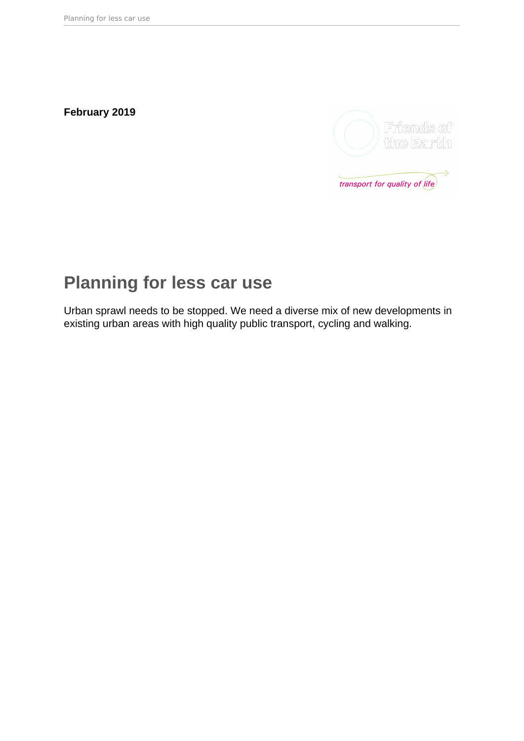**February 2019**

Friends of the Earth

*transport for quality of life*

# Planning for less car use

Urban sprawl needs to be stopped. We need a diverse mix of new developments in existing urban areas with high quality public transport, cycling and walking.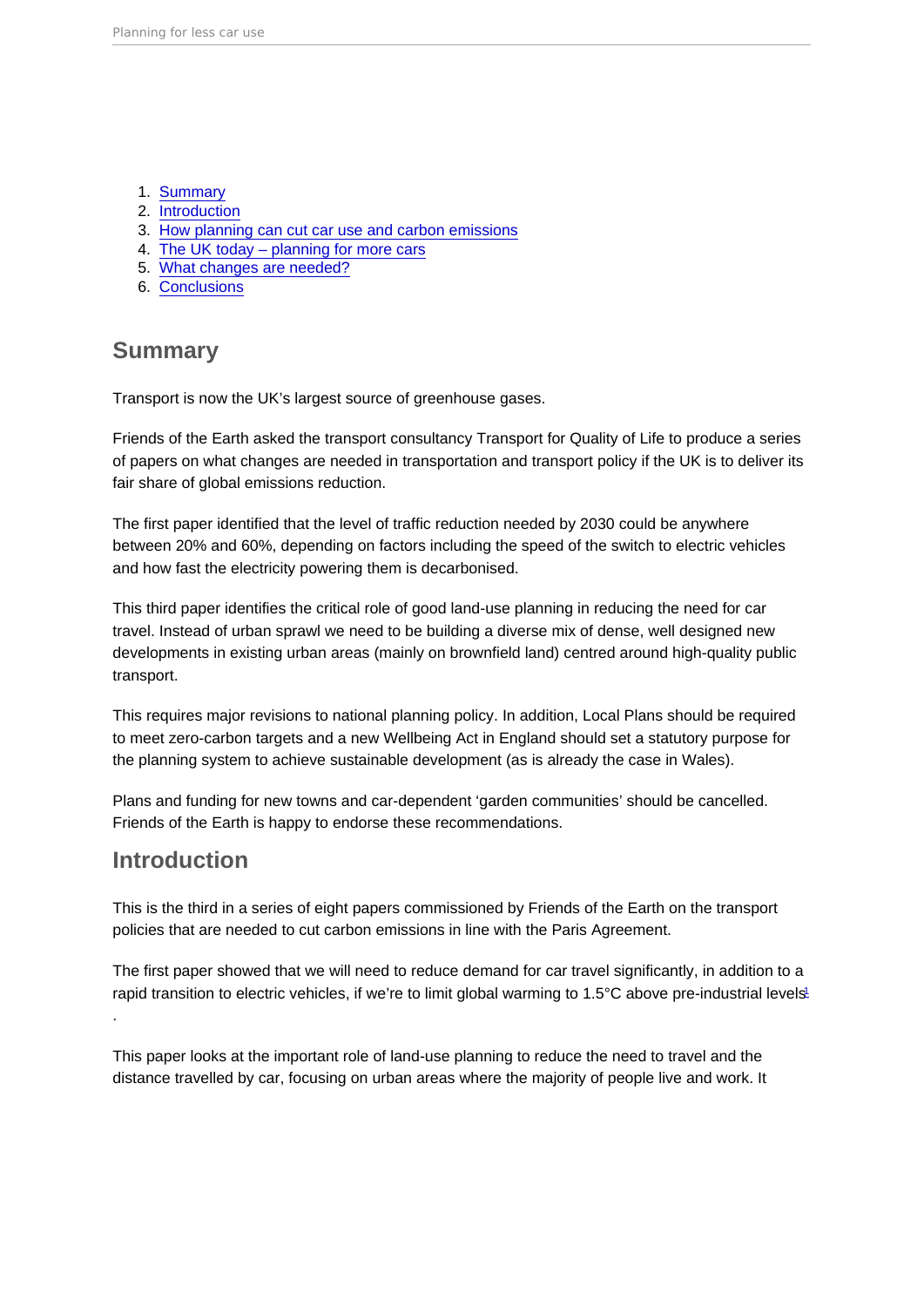1. Summary
2. Introduction
3. How planning can cut car use and carbon emissions
4. The UK today – planning for more cars
5. What changes are needed?
6. Conclusions

## Summary

Transport is now the UK's largest source of greenhouse gases.

Friends of the Earth asked the transport consultancy Transport for Quality of Life to produce a series of papers on what changes are needed in transportation and transport policy if the UK is to deliver its fair share of global emissions reduction.

The first paper identified that the level of traffic reduction needed by 2030 could be anywhere between 20% and 60%, depending on factors including the speed of the switch to electric vehicles and how fast the electricity powering them is decarbonised.

This third paper identifies the critical role of good land-use planning in reducing the need for car travel. Instead of urban sprawl we need to be building a diverse mix of dense, well designed new developments in existing urban areas (mainly on brownfield land) centred around high-quality public transport.

This requires major revisions to national planning policy. In addition, Local Plans should be required to meet zero-carbon targets and a new Wellbeing Act in England should set a statutory purpose for the planning system to achieve sustainable development (as is already the case in Wales).

Plans and funding for new towns and car-dependent 'garden communities' should be cancelled. Friends of the Earth is happy to endorse these recommendations.

## Introduction

This is the third in a series of eight papers commissioned by Friends of the Earth on the transport policies that are needed to cut carbon emissions in line with the Paris Agreement.

The first paper showed that we will need to reduce demand for car travel significantly, in addition to a rapid transition to electric vehicles, if we're to limit global warming to 1.5°C above pre-industrial levels[1].

This paper looks at the important role of land-use planning to reduce the need to travel and the distance travelled by car, focusing on urban areas where the majority of people live and work. It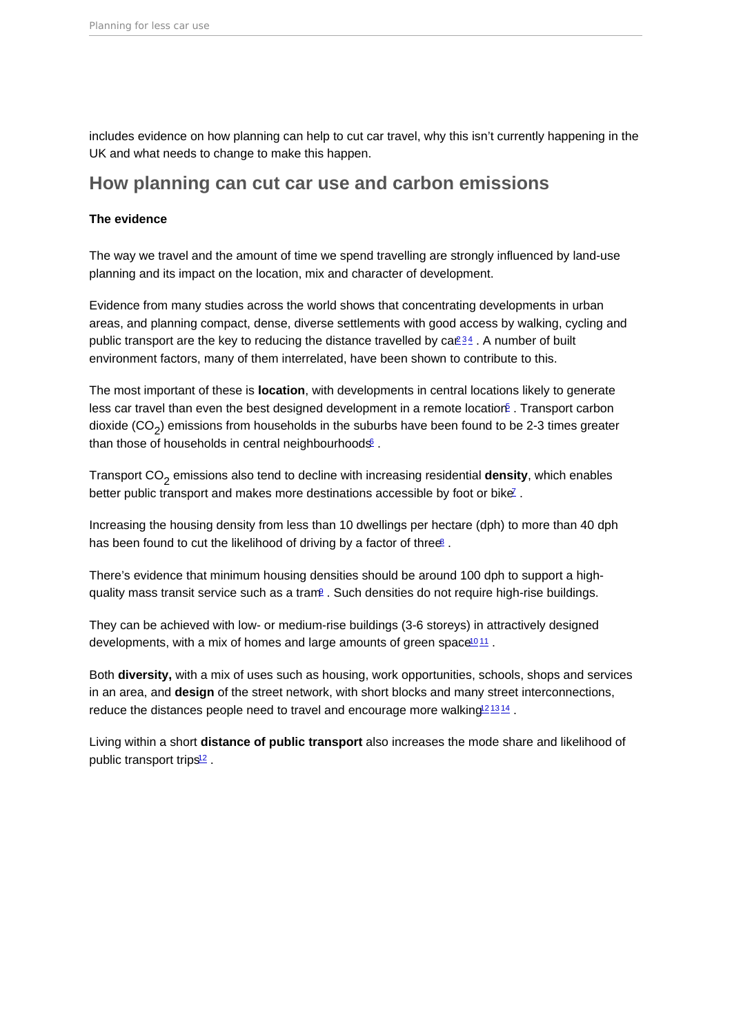includes evidence on how planning can help to cut car travel, why this isn't currently happening in the UK and what needs to change to make this happen.

## How planning can cut car use and carbon emissions

**The evidence**

The way we travel and the amount of time we spend travelling are strongly influenced by land-use planning and its impact on the location, mix and character of development.

Evidence from many studies across the world shows that concentrating developments in urban areas, and planning compact, dense, diverse settlements with good access by walking, cycling and public transport are the key to reducing the distance travelled by car[2 3 4]. A number of built environment factors, many of them interrelated, have been shown to contribute to this.

The most important of these is **location**, with developments in central locations likely to generate less car travel than even the best designed development in a remote location[5]. Transport carbon dioxide ($CO_2$) emissions from households in the suburbs have been found to be 2-3 times greater than those of households in central neighbourhoods[6].

Transport $CO_2$ emissions also tend to decline with increasing residential **density**, which enables better public transport and makes more destinations accessible by foot or bike[7].

Increasing the housing density from less than 10 dwellings per hectare (dph) to more than 40 dph has been found to cut the likelihood of driving by a factor of three[8].

There's evidence that minimum housing densities should be around 100 dph to support a high-quality mass transit service such as a tram[9]. Such densities do not require high-rise buildings.

They can be achieved with low- or medium-rise buildings (3-6 storeys) in attractively designed developments, with a mix of homes and large amounts of green space[10 11].

Both **diversity,** with a mix of uses such as housing, work opportunities, schools, shops and services in an area, and **design** of the street network, with short blocks and many street interconnections, reduce the distances people need to travel and encourage more walking[12 13 14].

Living within a short **distance of public transport** also increases the mode share and likelihood of public transport trips[12].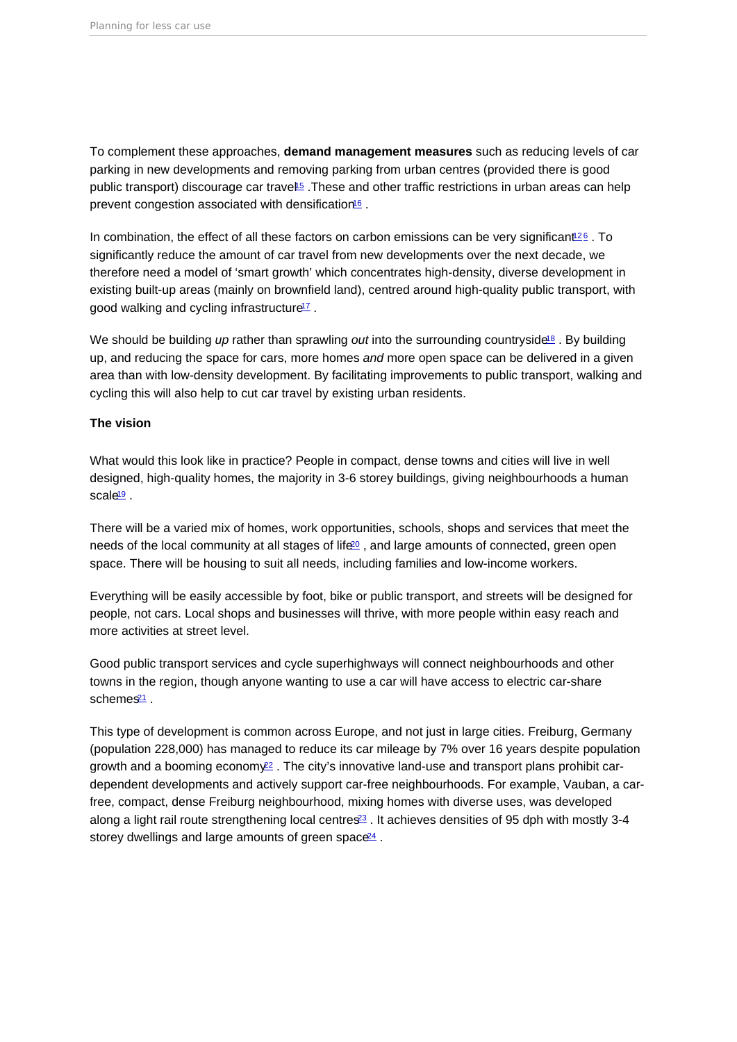To complement these approaches, **demand management measures** such as reducing levels of car parking in new developments and removing parking from urban centres (provided there is good public transport) discourage car travel[15] .These and other traffic restrictions in urban areas can help prevent congestion associated with densification[16] .

In combination, the effect of all these factors on carbon emissions can be very significant[12,6] . To significantly reduce the amount of car travel from new developments over the next decade, we therefore need a model of 'smart growth' which concentrates high-density, diverse development in existing built-up areas (mainly on brownfield land), centred around high-quality public transport, with good walking and cycling infrastructure[17] .

We should be building *up* rather than sprawling *out* into the surrounding countryside[18] . By building up, and reducing the space for cars, more homes *and* more open space can be delivered in a given area than with low-density development. By facilitating improvements to public transport, walking and cycling this will also help to cut car travel by existing urban residents.

**The vision**

What would this look like in practice? People in compact, dense towns and cities will live in well designed, high-quality homes, the majority in 3-6 storey buildings, giving neighbourhoods a human scale[19] .

There will be a varied mix of homes, work opportunities, schools, shops and services that meet the needs of the local community at all stages of life[20] , and large amounts of connected, green open space. There will be housing to suit all needs, including families and low-income workers.

Everything will be easily accessible by foot, bike or public transport, and streets will be designed for people, not cars. Local shops and businesses will thrive, with more people within easy reach and more activities at street level.

Good public transport services and cycle superhighways will connect neighbourhoods and other towns in the region, though anyone wanting to use a car will have access to electric car-share schemes[21] .

This type of development is common across Europe, and not just in large cities. Freiburg, Germany (population 228,000) has managed to reduce its car mileage by 7% over 16 years despite population growth and a booming economy[22] . The city's innovative land-use and transport plans prohibit car-dependent developments and actively support car-free neighbourhoods. For example, Vauban, a car-free, compact, dense Freiburg neighbourhood, mixing homes with diverse uses, was developed along a light rail route strengthening local centres[23] . It achieves densities of 95 dph with mostly 3-4 storey dwellings and large amounts of green space[24] .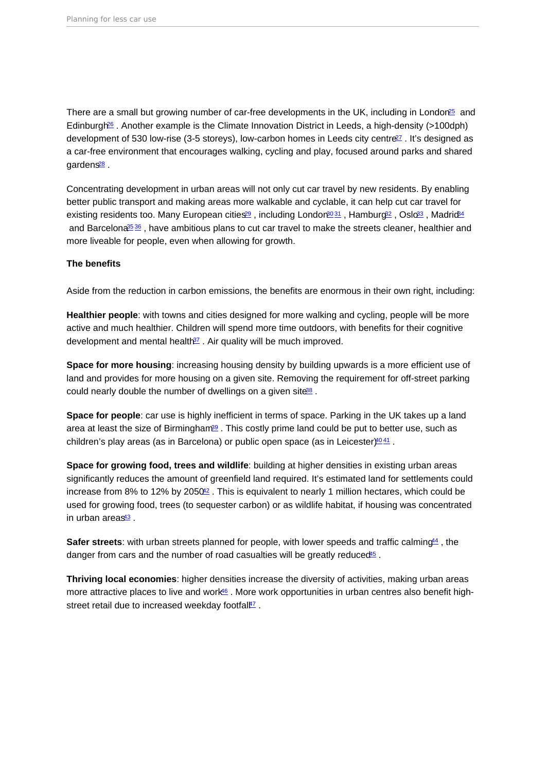There are a small but growing number of car-free developments in the UK, including in London[25] and Edinburgh[26]. Another example is the Climate Innovation District in Leeds, a high-density (>100dph) development of 530 low-rise (3-5 storeys), low-carbon homes in Leeds city centre[27]. It's designed as a car-free environment that encourages walking, cycling and play, focused around parks and shared gardens[28].

Concentrating development in urban areas will not only cut car travel by new residents. By enabling better public transport and making areas more walkable and cyclable, it can help cut car travel for existing residents too. Many European cities[29], including London[30][31], Hamburg[32], Oslo[33], Madrid[34] and Barcelona[35][36], have ambitious plans to cut car travel to make the streets cleaner, healthier and more liveable for people, even when allowing for growth.

**The benefits**

Aside from the reduction in carbon emissions, the benefits are enormous in their own right, including:

**Healthier people**: with towns and cities designed for more walking and cycling, people will be more active and much healthier. Children will spend more time outdoors, with benefits for their cognitive development and mental health[37]. Air quality will be much improved.

**Space for more housing**: increasing housing density by building upwards is a more efficient use of land and provides for more housing on a given site. Removing the requirement for off-street parking could nearly double the number of dwellings on a given site[38].

**Space for people**: car use is highly inefficient in terms of space. Parking in the UK takes up a land area at least the size of Birmingham[39]. This costly prime land could be put to better use, such as children's play areas (as in Barcelona) or public open space (as in Leicester)[40][41].

**Space for growing food, trees and wildlife**: building at higher densities in existing urban areas significantly reduces the amount of greenfield land required. It's estimated land for settlements could increase from 8% to 12% by 2050[42]. This is equivalent to nearly 1 million hectares, which could be used for growing food, trees (to sequester carbon) or as wildlife habitat, if housing was concentrated in urban areas[43].

**Safer streets**: with urban streets planned for people, with lower speeds and traffic calming[44], the danger from cars and the number of road casualties will be greatly reduced[45].

**Thriving local economies**: higher densities increase the diversity of activities, making urban areas more attractive places to live and work[46]. More work opportunities in urban centres also benefit high-street retail due to increased weekday footfall[47].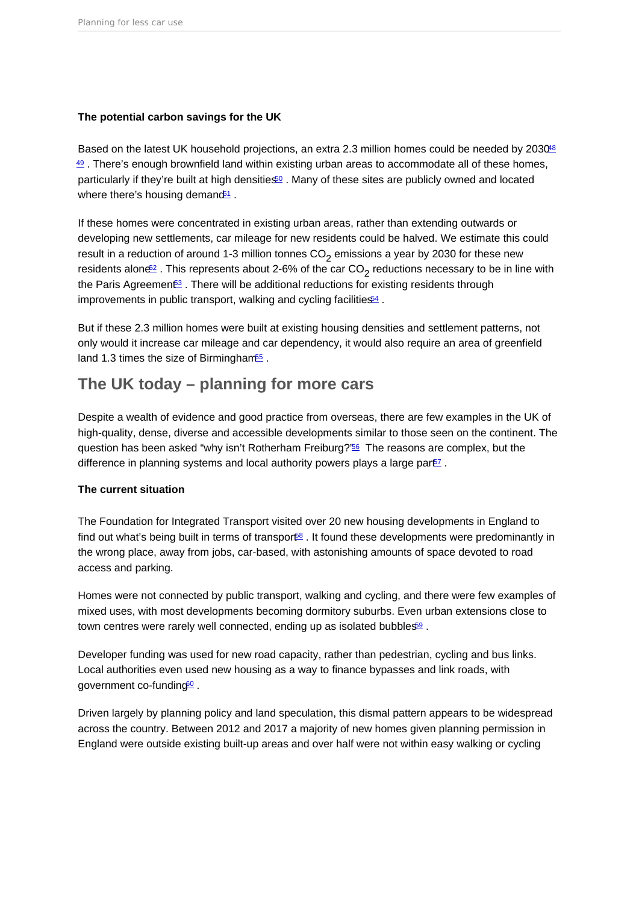**The potential carbon savings for the UK**

Based on the latest UK household projections, an extra 2.3 million homes could be needed by 2030[48] [49] . There's enough brownfield land within existing urban areas to accommodate all of these homes, particularly if they're built at high densities[50] . Many of these sites are publicly owned and located where there's housing demand[51] .

If these homes were concentrated in existing urban areas, rather than extending outwards or developing new settlements, car mileage for new residents could be halved. We estimate this could result in a reduction of around 1-3 million tonnes $CO_2$ emissions a year by 2030 for these new residents alone[52] . This represents about 2-6% of the car $CO_2$ reductions necessary to be in line with the Paris Agreement[53] . There will be additional reductions for existing residents through improvements in public transport, walking and cycling facilities[54] .

But if these 2.3 million homes were built at existing housing densities and settlement patterns, not only would it increase car mileage and car dependency, it would also require an area of greenfield land 1.3 times the size of Birmingham[55] .

## The UK today – planning for more cars

Despite a wealth of evidence and good practice from overseas, there are few examples in the UK of high-quality, dense, diverse and accessible developments similar to those seen on the continent. The question has been asked "why isn't Rotherham Freiburg?"[56] The reasons are complex, but the difference in planning systems and local authority powers plays a large part[57] .

**The current situation**

The Foundation for Integrated Transport visited over 20 new housing developments in England to find out what's being built in terms of transport[58] . It found these developments were predominantly in the wrong place, away from jobs, car-based, with astonishing amounts of space devoted to road access and parking.

Homes were not connected by public transport, walking and cycling, and there were few examples of mixed uses, with most developments becoming dormitory suburbs. Even urban extensions close to town centres were rarely well connected, ending up as isolated bubbles[59] .

Developer funding was used for new road capacity, rather than pedestrian, cycling and bus links. Local authorities even used new housing as a way to finance bypasses and link roads, with government co-funding[60] .

Driven largely by planning policy and land speculation, this dismal pattern appears to be widespread across the country. Between 2012 and 2017 a majority of new homes given planning permission in England were outside existing built-up areas and over half were not within easy walking or cycling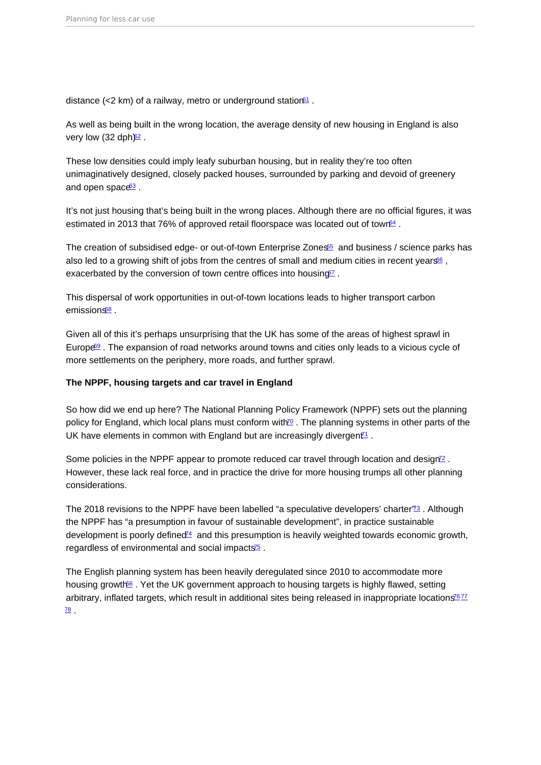distance (<2 km) of a railway, metro or underground station[61] .

As well as being built in the wrong location, the average density of new housing in England is also very low (32 dph)[62] .

These low densities could imply leafy suburban housing, but in reality they're too often unimaginatively designed, closely packed houses, surrounded by parking and devoid of greenery and open space[63] .

It's not just housing that's being built in the wrong places. Although there are no official figures, it was estimated in 2013 that 76% of approved retail floorspace was located out of town[64] .

The creation of subsidised edge- or out-of-town Enterprise Zones[65] and business / science parks has also led to a growing shift of jobs from the centres of small and medium cities in recent years[66] , exacerbated by the conversion of town centre offices into housing[67] .

This dispersal of work opportunities in out-of-town locations leads to higher transport carbon emissions[68] .

Given all of this it's perhaps unsurprising that the UK has some of the areas of highest sprawl in Europe[69] . The expansion of road networks around towns and cities only leads to a vicious cycle of more settlements on the periphery, more roads, and further sprawl.

**The NPPF, housing targets and car travel in England**

So how did we end up here? The National Planning Policy Framework (NPPF) sets out the planning policy for England, which local plans must conform with[70] . The planning systems in other parts of the UK have elements in common with England but are increasingly divergent[71] .

Some policies in the NPPF appear to promote reduced car travel through location and design[72] . However, these lack real force, and in practice the drive for more housing trumps all other planning considerations.

The 2018 revisions to the NPPF have been labelled "a speculative developers' charter"[73] . Although the NPPF has "a presumption in favour of sustainable development", in practice sustainable development is poorly defined[74] and this presumption is heavily weighted towards economic growth, regardless of environmental and social impacts[75] .

The English planning system has been heavily deregulated since 2010 to accommodate more housing growth[66] . Yet the UK government approach to housing targets is highly flawed, setting arbitrary, inflated targets, which result in additional sites being released in inappropriate locations[76] [77] [78] .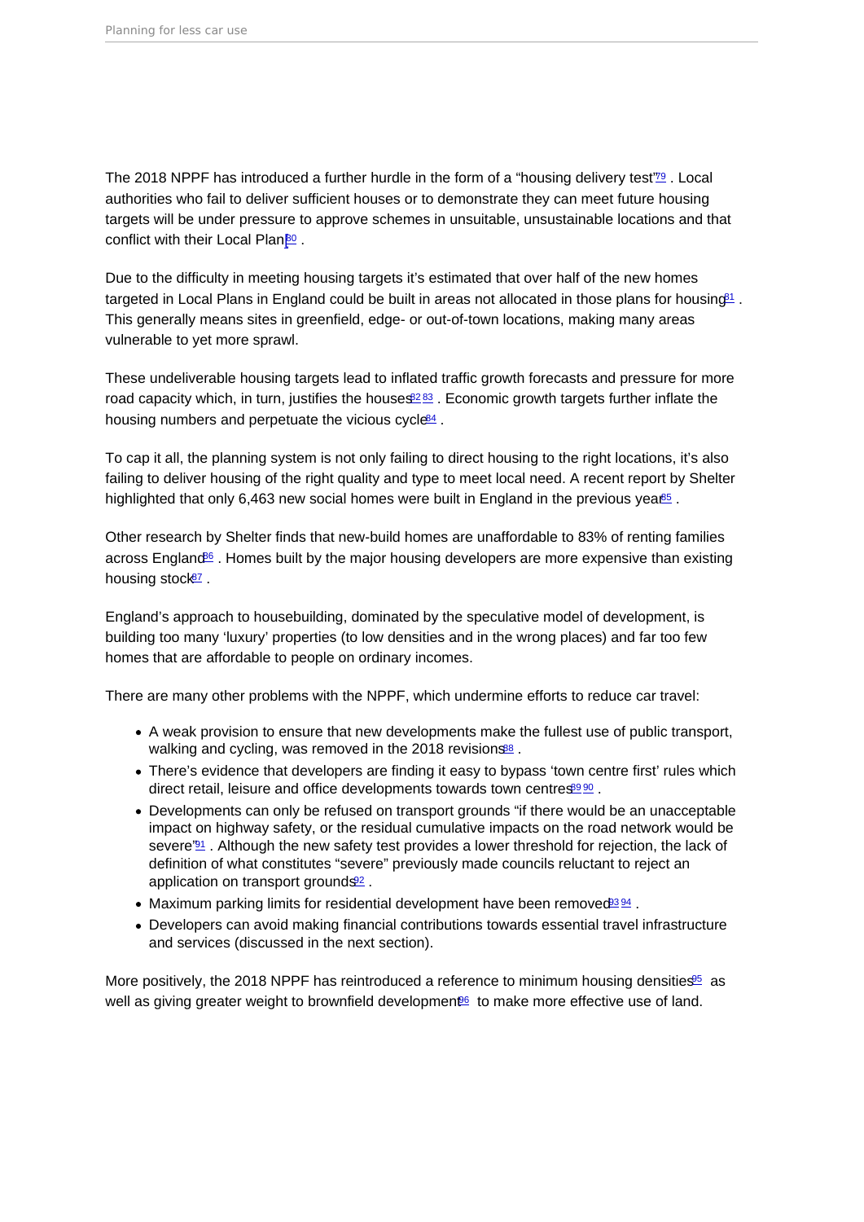The 2018 NPPF has introduced a further hurdle in the form of a "housing delivery test"[79]. Local authorities who fail to deliver sufficient houses or to demonstrate they can meet future housing targets will be under pressure to approve schemes in unsuitable, unsustainable locations and that conflict with their Local Plan[80].

Due to the difficulty in meeting housing targets it's estimated that over half of the new homes targeted in Local Plans in England could be built in areas not allocated in those plans for housing[81]. This generally means sites in greenfield, edge- or out-of-town locations, making many areas vulnerable to yet more sprawl.

These undeliverable housing targets lead to inflated traffic growth forecasts and pressure for more road capacity which, in turn, justifies the houses[82][83]. Economic growth targets further inflate the housing numbers and perpetuate the vicious cycle[84].

To cap it all, the planning system is not only failing to direct housing to the right locations, it's also failing to deliver housing of the right quality and type to meet local need. A recent report by Shelter highlighted that only 6,463 new social homes were built in England in the previous year[85].

Other research by Shelter finds that new-build homes are unaffordable to 83% of renting families across England[86]. Homes built by the major housing developers are more expensive than existing housing stock[87].

England's approach to housebuilding, dominated by the speculative model of development, is building too many 'luxury' properties (to low densities and in the wrong places) and far too few homes that are affordable to people on ordinary incomes.

There are many other problems with the NPPF, which undermine efforts to reduce car travel:

- A weak provision to ensure that new developments make the fullest use of public transport, walking and cycling, was removed in the 2018 revisions[88].
- There's evidence that developers are finding it easy to bypass 'town centre first' rules which direct retail, leisure and office developments towards town centres[89][90].
- Developments can only be refused on transport grounds "if there would be an unacceptable impact on highway safety, or the residual cumulative impacts on the road network would be severe"[91]. Although the new safety test provides a lower threshold for rejection, the lack of definition of what constitutes "severe" previously made councils reluctant to reject an application on transport grounds[92].
- Maximum parking limits for residential development have been removed[93][94].
- Developers can avoid making financial contributions towards essential travel infrastructure and services (discussed in the next section).

More positively, the 2018 NPPF has reintroduced a reference to minimum housing densities[95] as well as giving greater weight to brownfield development[96] to make more effective use of land.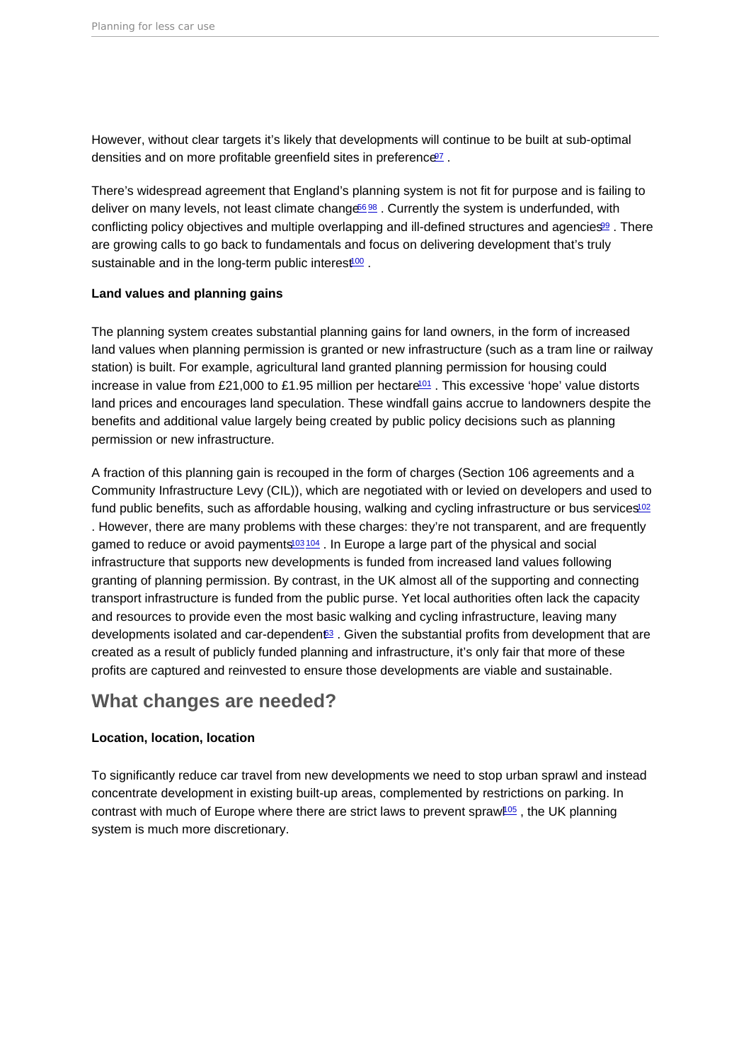However, without clear targets it's likely that developments will continue to be built at sub-optimal densities and on more profitable greenfield sites in preference[97] .

There's widespread agreement that England's planning system is not fit for purpose and is failing to deliver on many levels, not least climate change[56] [98] . Currently the system is underfunded, with conflicting policy objectives and multiple overlapping and ill-defined structures and agencies[99] . There are growing calls to go back to fundamentals and focus on delivering development that's truly sustainable and in the long-term public interest[100] .

**Land values and planning gains**

The planning system creates substantial planning gains for land owners, in the form of increased land values when planning permission is granted or new infrastructure (such as a tram line or railway station) is built. For example, agricultural land granted planning permission for housing could increase in value from £21,000 to £1.95 million per hectare[101] . This excessive 'hope' value distorts land prices and encourages land speculation. These windfall gains accrue to landowners despite the benefits and additional value largely being created by public policy decisions such as planning permission or new infrastructure.

A fraction of this planning gain is recouped in the form of charges (Section 106 agreements and a Community Infrastructure Levy (CIL)), which are negotiated with or levied on developers and used to fund public benefits, such as affordable housing, walking and cycling infrastructure or bus services[102] . However, there are many problems with these charges: they're not transparent, and are frequently gamed to reduce or avoid payments[103] [104] . In Europe a large part of the physical and social infrastructure that supports new developments is funded from increased land values following granting of planning permission. By contrast, in the UK almost all of the supporting and connecting transport infrastructure is funded from the public purse. Yet local authorities often lack the capacity and resources to provide even the most basic walking and cycling infrastructure, leaving many developments isolated and car-dependent[63] . Given the substantial profits from development that are created as a result of publicly funded planning and infrastructure, it's only fair that more of these profits are captured and reinvested to ensure those developments are viable and sustainable.

## What changes are needed?

**Location, location, location**

To significantly reduce car travel from new developments we need to stop urban sprawl and instead concentrate development in existing built-up areas, complemented by restrictions on parking. In contrast with much of Europe where there are strict laws to prevent sprawl[105] , the UK planning system is much more discretionary.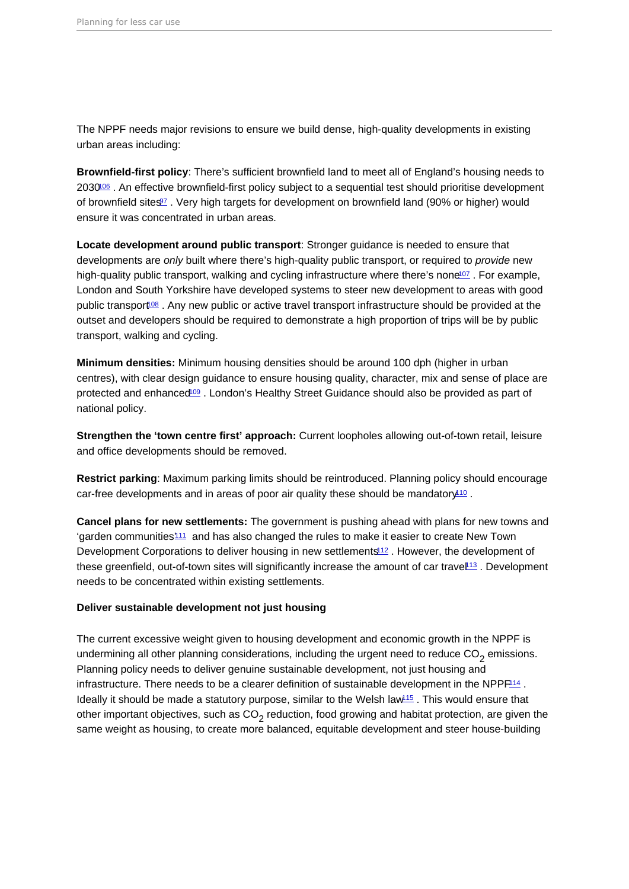The NPPF needs major revisions to ensure we build dense, high-quality developments in existing urban areas including:

**Brownfield-first policy**: There's sufficient brownfield land to meet all of England's housing needs to 2030[106]. An effective brownfield-first policy subject to a sequential test should prioritise development of brownfield sites[97]. Very high targets for development on brownfield land (90% or higher) would ensure it was concentrated in urban areas.

**Locate development around public transport**: Stronger guidance is needed to ensure that developments are *only* built where there's high-quality public transport, or required to *provide* new high-quality public transport, walking and cycling infrastructure where there's none[107]. For example, London and South Yorkshire have developed systems to steer new development to areas with good public transport[108]. Any new public or active travel transport infrastructure should be provided at the outset and developers should be required to demonstrate a high proportion of trips will be by public transport, walking and cycling.

**Minimum densities:** Minimum housing densities should be around 100 dph (higher in urban centres), with clear design guidance to ensure housing quality, character, mix and sense of place are protected and enhanced[109]. London's Healthy Street Guidance should also be provided as part of national policy.

**Strengthen the 'town centre first' approach:** Current loopholes allowing out-of-town retail, leisure and office developments should be removed.

**Restrict parking**: Maximum parking limits should be reintroduced. Planning policy should encourage car-free developments and in areas of poor air quality these should be mandatory[110].

**Cancel plans for new settlements:** The government is pushing ahead with plans for new towns and 'garden communities'[111] and has also changed the rules to make it easier to create New Town Development Corporations to deliver housing in new settlements[112]. However, the development of these greenfield, out-of-town sites will significantly increase the amount of car travel[113]. Development needs to be concentrated within existing settlements.

**Deliver sustainable development not just housing**

The current excessive weight given to housing development and economic growth in the NPPF is undermining all other planning considerations, including the urgent need to reduce $CO_2$ emissions. Planning policy needs to deliver genuine sustainable development, not just housing and infrastructure. There needs to be a clearer definition of sustainable development in the NPPF[114]. Ideally it should be made a statutory purpose, similar to the Welsh law[115]. This would ensure that other important objectives, such as $CO_2$ reduction, food growing and habitat protection, are given the same weight as housing, to create more balanced, equitable development and steer house-building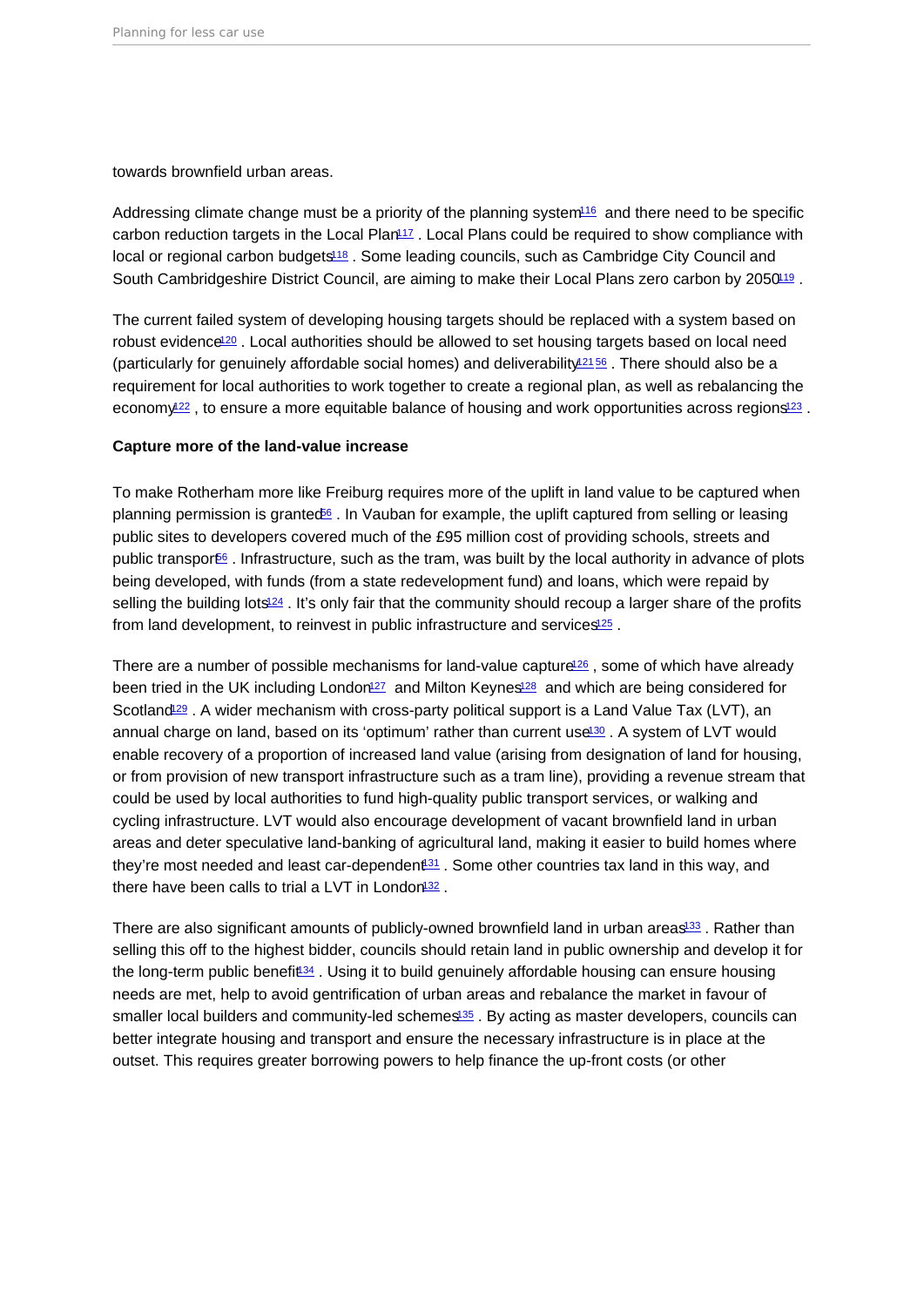towards brownfield urban areas.

Addressing climate change must be a priority of the planning system[116] and there need to be specific carbon reduction targets in the Local Plan[117]. Local Plans could be required to show compliance with local or regional carbon budgets[118]. Some leading councils, such as Cambridge City Council and South Cambridgeshire District Council, are aiming to make their Local Plans zero carbon by 2050[119].

The current failed system of developing housing targets should be replaced with a system based on robust evidence[120]. Local authorities should be allowed to set housing targets based on local need (particularly for genuinely affordable social homes) and deliverability[121,56]. There should also be a requirement for local authorities to work together to create a regional plan, as well as rebalancing the economy[122], to ensure a more equitable balance of housing and work opportunities across regions[123].

**Capture more of the land-value increase**

To make Rotherham more like Freiburg requires more of the uplift in land value to be captured when planning permission is granted[56]. In Vauban for example, the uplift captured from selling or leasing public sites to developers covered much of the £95 million cost of providing schools, streets and public transport[56]. Infrastructure, such as the tram, was built by the local authority in advance of plots being developed, with funds (from a state redevelopment fund) and loans, which were repaid by selling the building lots[124]. It's only fair that the community should recoup a larger share of the profits from land development, to reinvest in public infrastructure and services[125].

There are a number of possible mechanisms for land-value capture[126], some of which have already been tried in the UK including London[127] and Milton Keynes[128] and which are being considered for Scotland[129]. A wider mechanism with cross-party political support is a Land Value Tax (LVT), an annual charge on land, based on its 'optimum' rather than current use[130]. A system of LVT would enable recovery of a proportion of increased land value (arising from designation of land for housing, or from provision of new transport infrastructure such as a tram line), providing a revenue stream that could be used by local authorities to fund high-quality public transport services, or walking and cycling infrastructure. LVT would also encourage development of vacant brownfield land in urban areas and deter speculative land-banking of agricultural land, making it easier to build homes where they're most needed and least car-dependent[131]. Some other countries tax land in this way, and there have been calls to trial a LVT in London[132].

There are also significant amounts of publicly-owned brownfield land in urban areas[133]. Rather than selling this off to the highest bidder, councils should retain land in public ownership and develop it for the long-term public benefit[134]. Using it to build genuinely affordable housing can ensure housing needs are met, help to avoid gentrification of urban areas and rebalance the market in favour of smaller local builders and community-led schemes[135]. By acting as master developers, councils can better integrate housing and transport and ensure the necessary infrastructure is in place at the outset. This requires greater borrowing powers to help finance the up-front costs (or other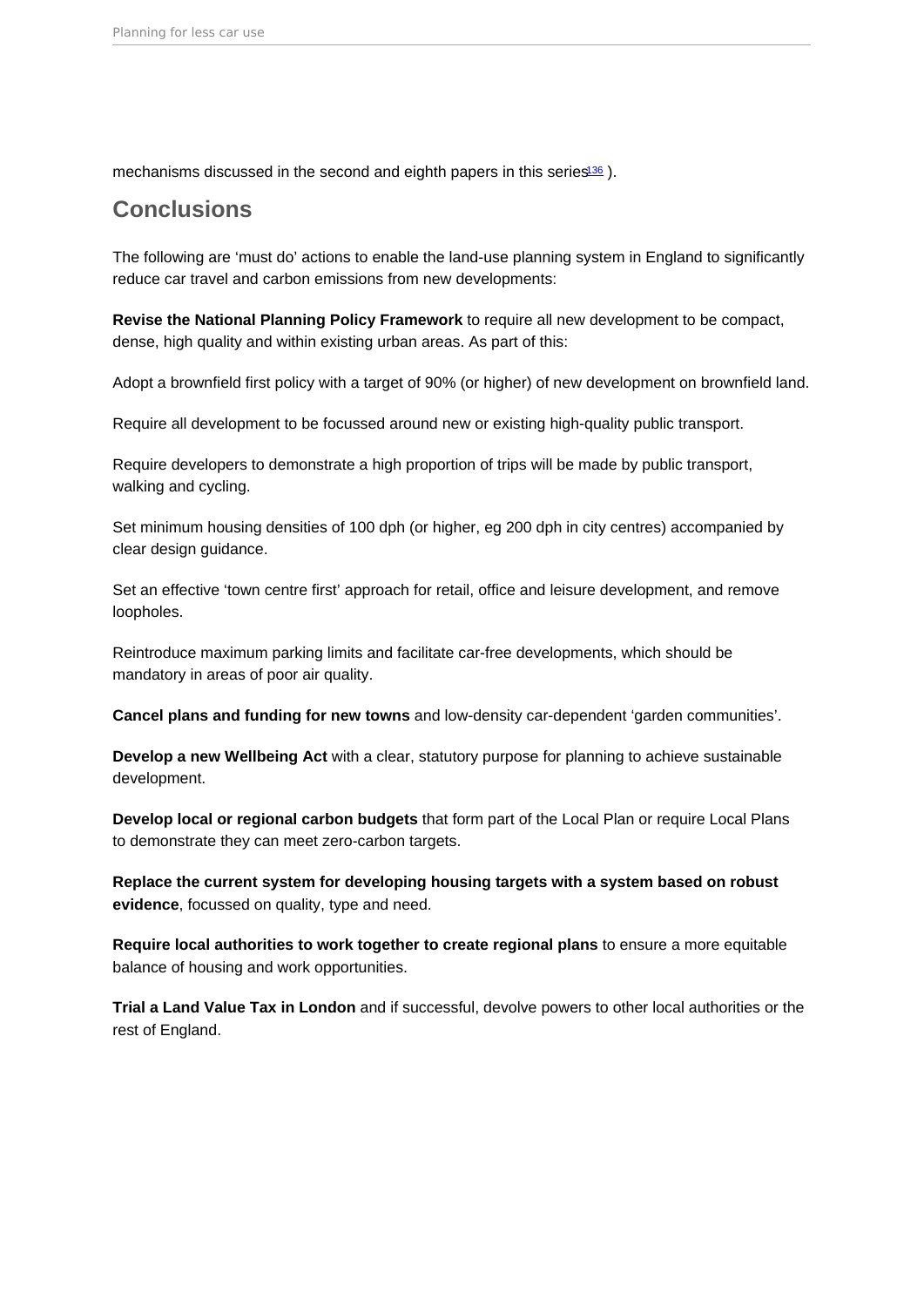mechanisms discussed in the second and eighth papers in this series[136] ).

## Conclusions

The following are 'must do' actions to enable the land-use planning system in England to significantly reduce car travel and carbon emissions from new developments:

**Revise the National Planning Policy Framework** to require all new development to be compact, dense, high quality and within existing urban areas. As part of this:

Adopt a brownfield first policy with a target of 90% (or higher) of new development on brownfield land.

Require all development to be focussed around new or existing high-quality public transport.

Require developers to demonstrate a high proportion of trips will be made by public transport, walking and cycling.

Set minimum housing densities of 100 dph (or higher, eg 200 dph in city centres) accompanied by clear design guidance.

Set an effective 'town centre first' approach for retail, office and leisure development, and remove loopholes.

Reintroduce maximum parking limits and facilitate car-free developments, which should be mandatory in areas of poor air quality.

**Cancel plans and funding for new towns** and low-density car-dependent 'garden communities'.

**Develop a new Wellbeing Act** with a clear, statutory purpose for planning to achieve sustainable development.

**Develop local or regional carbon budgets** that form part of the Local Plan or require Local Plans to demonstrate they can meet zero-carbon targets.

**Replace the current system for developing housing targets with a system based on robust evidence**, focussed on quality, type and need.

**Require local authorities to work together to create regional plans** to ensure a more equitable balance of housing and work opportunities.

**Trial a Land Value Tax in London** and if successful, devolve powers to other local authorities or the rest of England.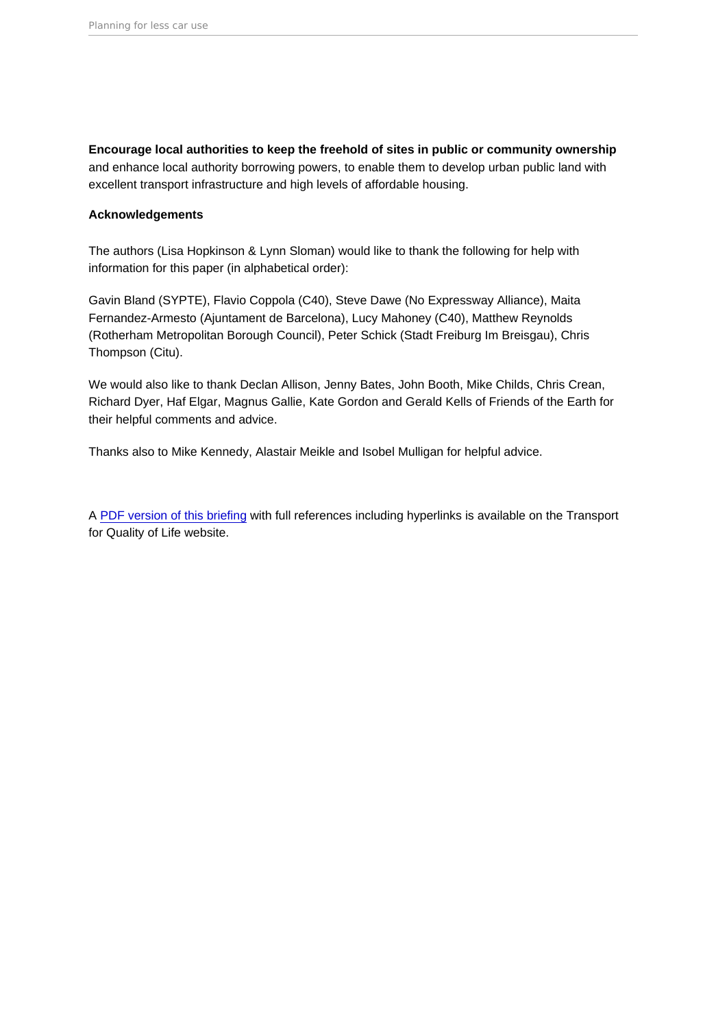**Encourage local authorities to keep the freehold of sites in public or community ownership** and enhance local authority borrowing powers, to enable them to develop urban public land with excellent transport infrastructure and high levels of affordable housing.

**Acknowledgements**

The authors (Lisa Hopkinson & Lynn Sloman) would like to thank the following for help with information for this paper (in alphabetical order):

Gavin Bland (SYPTE), Flavio Coppola (C40), Steve Dawe (No Expressway Alliance), Maita Fernandez-Armesto (Ajuntament de Barcelona), Lucy Mahoney (C40), Matthew Reynolds (Rotherham Metropolitan Borough Council), Peter Schick (Stadt Freiburg Im Breisgau), Chris Thompson (Citu).

We would also like to thank Declan Allison, Jenny Bates, John Booth, Mike Childs, Chris Crean, Richard Dyer, Haf Elgar, Magnus Gallie, Kate Gordon and Gerald Kells of Friends of the Earth for their helpful comments and advice.

Thanks also to Mike Kennedy, Alastair Meikle and Isobel Mulligan for helpful advice.

A PDF version of this briefing with full references including hyperlinks is available on the Transport for Quality of Life website.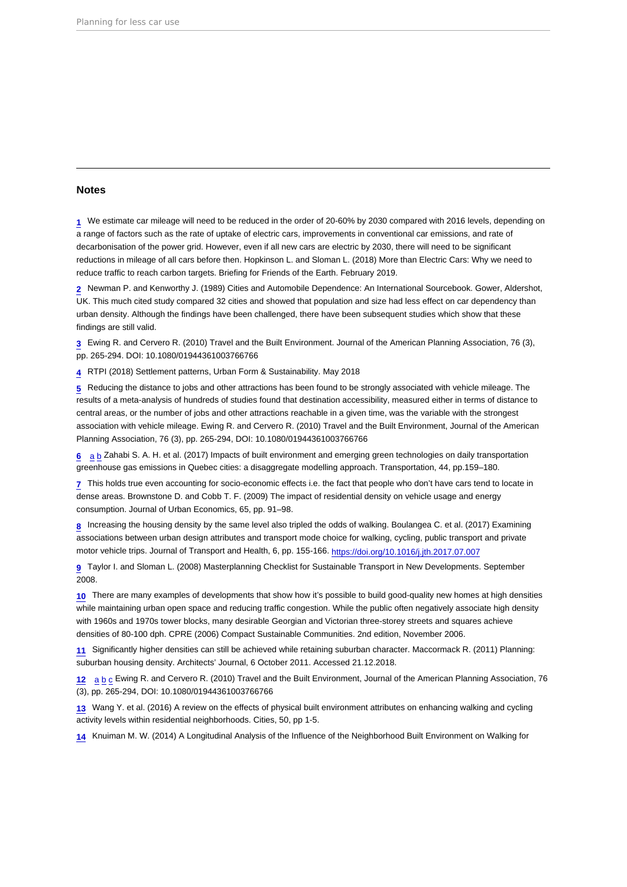## Notes

1 We estimate car mileage will need to be reduced in the order of 20-60% by 2030 compared with 2016 levels, depending on a range of factors such as the rate of uptake of electric cars, improvements in conventional car emissions, and rate of decarbonisation of the power grid. However, even if all new cars are electric by 2030, there will need to be significant reductions in mileage of all cars before then. Hopkinson L. and Sloman L. (2018) More than Electric Cars: Why we need to reduce traffic to reach carbon targets. Briefing for Friends of the Earth. February 2019.

2 Newman P. and Kenworthy J. (1989) Cities and Automobile Dependence: An International Sourcebook. Gower, Aldershot, UK. This much cited study compared 32 cities and showed that population and size had less effect on car dependency than urban density. Although the findings have been challenged, there have been subsequent studies which show that these findings are still valid.

3 Ewing R. and Cervero R. (2010) Travel and the Built Environment. Journal of the American Planning Association, 76 (3), pp. 265-294. DOI: 10.1080/01944361003766766

4 RTPI (2018) Settlement patterns, Urban Form & Sustainability. May 2018

5 Reducing the distance to jobs and other attractions has been found to be strongly associated with vehicle mileage. The results of a meta-analysis of hundreds of studies found that destination accessibility, measured either in terms of distance to central areas, or the number of jobs and other attractions reachable in a given time, was the variable with the strongest association with vehicle mileage. Ewing R. and Cervero R. (2010) Travel and the Built Environment, Journal of the American Planning Association, 76 (3), pp. 265-294, DOI: 10.1080/01944361003766766

6 a b Zahabi S. A. H. et al. (2017) Impacts of built environment and emerging green technologies on daily transportation greenhouse gas emissions in Quebec cities: a disaggregate modelling approach. Transportation, 44, pp.159–180.

7 This holds true even accounting for socio-economic effects i.e. the fact that people who don't have cars tend to locate in dense areas. Brownstone D. and Cobb T. F. (2009) The impact of residential density on vehicle usage and energy consumption. Journal of Urban Economics, 65, pp. 91–98.

8 Increasing the housing density by the same level also tripled the odds of walking. Boulangea C. et al. (2017) Examining associations between urban design attributes and transport mode choice for walking, cycling, public transport and private motor vehicle trips. Journal of Transport and Health, 6, pp. 155-166. https://doi.org/10.1016/j.jth.2017.07.007

9 Taylor I. and Sloman L. (2008) Masterplanning Checklist for Sustainable Transport in New Developments. September 2008.

10 There are many examples of developments that show how it's possible to build good-quality new homes at high densities while maintaining urban open space and reducing traffic congestion. While the public often negatively associate high density with 1960s and 1970s tower blocks, many desirable Georgian and Victorian three-storey streets and squares achieve densities of 80-100 dph. CPRE (2006) Compact Sustainable Communities. 2nd edition, November 2006.

11 Significantly higher densities can still be achieved while retaining suburban character. Maccormack R. (2011) Planning: suburban housing density. Architects' Journal, 6 October 2011. Accessed 21.12.2018.

12 a b c Ewing R. and Cervero R. (2010) Travel and the Built Environment, Journal of the American Planning Association, 76 (3), pp. 265-294, DOI: 10.1080/01944361003766766

13 Wang Y. et al. (2016) A review on the effects of physical built environment attributes on enhancing walking and cycling activity levels within residential neighborhoods. Cities, 50, pp 1-5.

14 Knuiman M. W. (2014) A Longitudinal Analysis of the Influence of the Neighborhood Built Environment on Walking for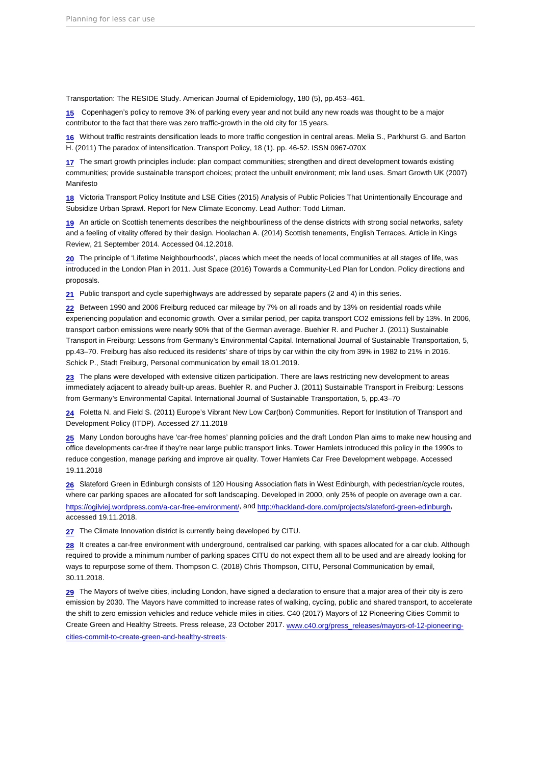Transportation: The RESIDE Study. American Journal of Epidemiology, 180 (5), pp.453–461.

15 Copenhagen's policy to remove 3% of parking every year and not build any new roads was thought to be a major contributor to the fact that there was zero traffic-growth in the old city for 15 years.

16 Without traffic restraints densification leads to more traffic congestion in central areas. Melia S., Parkhurst G. and Barton H. (2011) The paradox of intensification. Transport Policy, 18 (1). pp. 46-52. ISSN 0967-070X

17 The smart growth principles include: plan compact communities; strengthen and direct development towards existing communities; provide sustainable transport choices; protect the unbuilt environment; mix land uses. Smart Growth UK (2007) Manifesto

18 Victoria Transport Policy Institute and LSE Cities (2015) Analysis of Public Policies That Unintentionally Encourage and Subsidize Urban Sprawl. Report for New Climate Economy. Lead Author: Todd Litman.

19 An article on Scottish tenements describes the neighbourliness of the dense districts with strong social networks, safety and a feeling of vitality offered by their design. Hoolachan A. (2014) Scottish tenements, English Terraces. Article in Kings Review, 21 September 2014. Accessed 04.12.2018.

20 The principle of 'Lifetime Neighbourhoods', places which meet the needs of local communities at all stages of life, was introduced in the London Plan in 2011. Just Space (2016) Towards a Community-Led Plan for London. Policy directions and proposals.

21 Public transport and cycle superhighways are addressed by separate papers (2 and 4) in this series.

22 Between 1990 and 2006 Freiburg reduced car mileage by 7% on all roads and by 13% on residential roads while experiencing population and economic growth. Over a similar period, per capita transport $CO_2$ emissions fell by 13%. In 2006, transport carbon emissions were nearly 90% that of the German average. Buehler R. and Pucher J. (2011) Sustainable Transport in Freiburg: Lessons from Germany's Environmental Capital. International Journal of Sustainable Transportation, 5, pp.43–70. Freiburg has also reduced its residents' share of trips by car within the city from 39% in 1982 to 21% in 2016. Schick P., Stadt Freiburg, Personal communication by email 18.01.2019.

23 The plans were developed with extensive citizen participation. There are laws restricting new development to areas immediately adjacent to already built-up areas. Buehler R. and Pucher J. (2011) Sustainable Transport in Freiburg: Lessons from Germany's Environmental Capital. International Journal of Sustainable Transportation, 5, pp.43–70

24 Foletta N. and Field S. (2011) Europe's Vibrant New Low Car(bon) Communities. Report for Institution of Transport and Development Policy (ITDP). Accessed 27.11.2018

25 Many London boroughs have 'car-free homes' planning policies and the draft London Plan aims to make new housing and office developments car-free if they're near large public transport links. Tower Hamlets introduced this policy in the 1990s to reduce congestion, manage parking and improve air quality. Tower Hamlets Car Free Development webpage. Accessed 19.11.2018

26 Slateford Green in Edinburgh consists of 120 Housing Association flats in West Edinburgh, with pedestrian/cycle routes, where car parking spaces are allocated for soft landscaping. Developed in 2000, only 25% of people on average own a car. https://ogilviej.wordpress.com/a-car-free-environment/, and http://hackland-dore.com/projects/slateford-green-edinburgh, accessed 19.11.2018.

27 The Climate Innovation district is currently being developed by CITU.

28 It creates a car-free environment with underground, centralised car parking, with spaces allocated for a car club. Although required to provide a minimum number of parking spaces CITU do not expect them all to be used and are already looking for ways to repurpose some of them. Thompson C. (2018) Chris Thompson, CITU, Personal Communication by email, 30.11.2018.

29 The Mayors of twelve cities, including London, have signed a declaration to ensure that a major area of their city is zero emission by 2030. The Mayors have committed to increase rates of walking, cycling, public and shared transport, to accelerate the shift to zero emission vehicles and reduce vehicle miles in cities. C40 (2017) Mayors of 12 Pioneering Cities Commit to Create Green and Healthy Streets. Press release, 23 October 2017. www.c40.org/press_releases/mayors-of-12-pioneering-cities-commit-to-create-green-and-healthy-streets.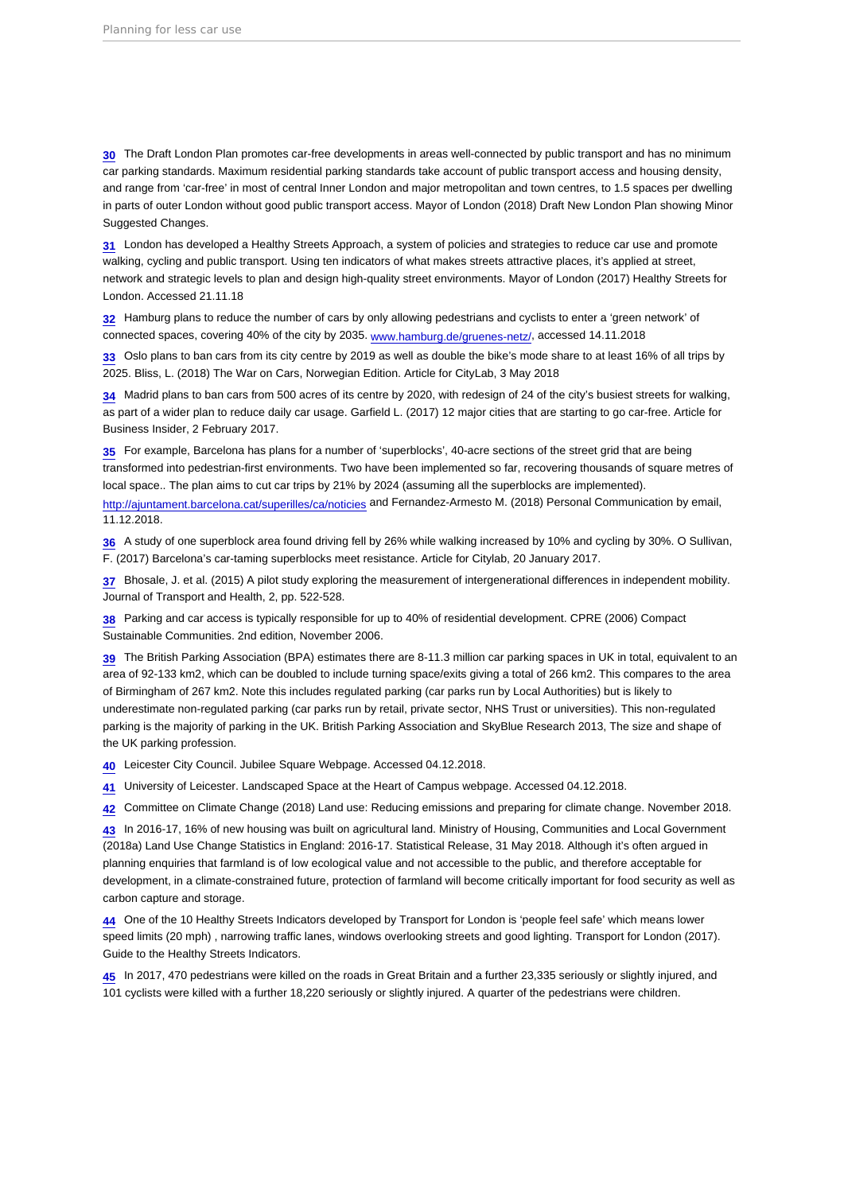30 The Draft London Plan promotes car-free developments in areas well-connected by public transport and has no minimum car parking standards. Maximum residential parking standards take account of public transport access and housing density, and range from 'car-free' in most of central Inner London and major metropolitan and town centres, to 1.5 spaces per dwelling in parts of outer London without good public transport access. Mayor of London (2018) Draft New London Plan showing Minor Suggested Changes.

31 London has developed a Healthy Streets Approach, a system of policies and strategies to reduce car use and promote walking, cycling and public transport. Using ten indicators of what makes streets attractive places, it's applied at street, network and strategic levels to plan and design high-quality street environments. Mayor of London (2017) Healthy Streets for London. Accessed 21.11.18

32 Hamburg plans to reduce the number of cars by only allowing pedestrians and cyclists to enter a 'green network' of connected spaces, covering 40% of the city by 2035. www.hamburg.de/gruenes-netz/, accessed 14.11.2018

33 Oslo plans to ban cars from its city centre by 2019 as well as double the bike's mode share to at least 16% of all trips by 2025. Bliss, L. (2018) The War on Cars, Norwegian Edition. Article for CityLab, 3 May 2018

34 Madrid plans to ban cars from 500 acres of its centre by 2020, with redesign of 24 of the city's busiest streets for walking, as part of a wider plan to reduce daily car usage. Garfield L. (2017) 12 major cities that are starting to go car-free. Article for Business Insider, 2 February 2017.

35 For example, Barcelona has plans for a number of 'superblocks', 40-acre sections of the street grid that are being transformed into pedestrian-first environments. Two have been implemented so far, recovering thousands of square metres of local space.. The plan aims to cut car trips by 21% by 2024 (assuming all the superblocks are implemented). http://ajuntament.barcelona.cat/superilles/ca/noticies and Fernandez-Armesto M. (2018) Personal Communication by email, 11.12.2018.

36 A study of one superblock area found driving fell by 26% while walking increased by 10% and cycling by 30%. O Sullivan, F. (2017) Barcelona's car-taming superblocks meet resistance. Article for Citylab, 20 January 2017.

37 Bhosale, J. et al. (2015) A pilot study exploring the measurement of intergenerational differences in independent mobility. Journal of Transport and Health, 2, pp. 522-528.

38 Parking and car access is typically responsible for up to 40% of residential development. CPRE (2006) Compact Sustainable Communities. 2nd edition, November 2006.

39 The British Parking Association (BPA) estimates there are 8-11.3 million car parking spaces in UK in total, equivalent to an area of 92-133 km2, which can be doubled to include turning space/exits giving a total of 266 km2. This compares to the area of Birmingham of 267 km2. Note this includes regulated parking (car parks run by Local Authorities) but is likely to underestimate non-regulated parking (car parks run by retail, private sector, NHS Trust or universities). This non-regulated parking is the majority of parking in the UK. British Parking Association and SkyBlue Research 2013, The size and shape of the UK parking profession.

40 Leicester City Council. Jubilee Square Webpage. Accessed 04.12.2018.

41 University of Leicester. Landscaped Space at the Heart of Campus webpage. Accessed 04.12.2018.

42 Committee on Climate Change (2018) Land use: Reducing emissions and preparing for climate change. November 2018.

43 In 2016-17, 16% of new housing was built on agricultural land. Ministry of Housing, Communities and Local Government (2018a) Land Use Change Statistics in England: 2016-17. Statistical Release, 31 May 2018. Although it's often argued in planning enquiries that farmland is of low ecological value and not accessible to the public, and therefore acceptable for development, in a climate-constrained future, protection of farmland will become critically important for food security as well as carbon capture and storage.

44 One of the 10 Healthy Streets Indicators developed by Transport for London is 'people feel safe' which means lower speed limits (20 mph) , narrowing traffic lanes, windows overlooking streets and good lighting. Transport for London (2017). Guide to the Healthy Streets Indicators.

45 In 2017, 470 pedestrians were killed on the roads in Great Britain and a further 23,335 seriously or slightly injured, and 101 cyclists were killed with a further 18,220 seriously or slightly injured. A quarter of the pedestrians were children.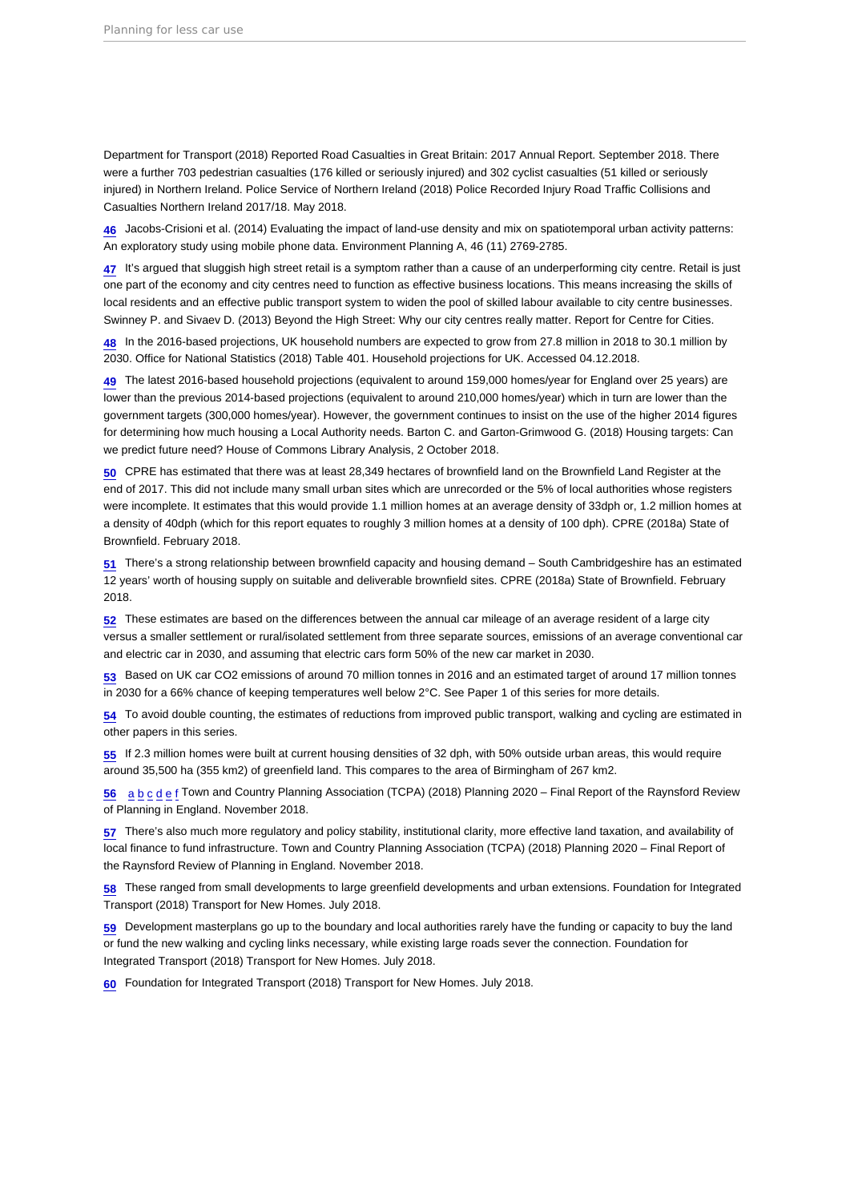Department for Transport (2018) Reported Road Casualties in Great Britain: 2017 Annual Report. September 2018. There were a further 703 pedestrian casualties (176 killed or seriously injured) and 302 cyclist casualties (51 killed or seriously injured) in Northern Ireland. Police Service of Northern Ireland (2018) Police Recorded Injury Road Traffic Collisions and Casualties Northern Ireland 2017/18. May 2018.

46 Jacobs-Crisioni et al. (2014) Evaluating the impact of land-use density and mix on spatiotemporal urban activity patterns: An exploratory study using mobile phone data. Environment Planning A, 46 (11) 2769-2785.

47 It's argued that sluggish high street retail is a symptom rather than a cause of an underperforming city centre. Retail is just one part of the economy and city centres need to function as effective business locations. This means increasing the skills of local residents and an effective public transport system to widen the pool of skilled labour available to city centre businesses. Swinney P. and Sivaev D. (2013) Beyond the High Street: Why our city centres really matter. Report for Centre for Cities.

48 In the 2016-based projections, UK household numbers are expected to grow from 27.8 million in 2018 to 30.1 million by 2030. Office for National Statistics (2018) Table 401. Household projections for UK. Accessed 04.12.2018.

49 The latest 2016-based household projections (equivalent to around 159,000 homes/year for England over 25 years) are lower than the previous 2014-based projections (equivalent to around 210,000 homes/year) which in turn are lower than the government targets (300,000 homes/year). However, the government continues to insist on the use of the higher 2014 figures for determining how much housing a Local Authority needs. Barton C. and Garton-Grimwood G. (2018) Housing targets: Can we predict future need? House of Commons Library Analysis, 2 October 2018.

50 CPRE has estimated that there was at least 28,349 hectares of brownfield land on the Brownfield Land Register at the end of 2017. This did not include many small urban sites which are unrecorded or the 5% of local authorities whose registers were incomplete. It estimates that this would provide 1.1 million homes at an average density of 33dph or, 1.2 million homes at a density of 40dph (which for this report equates to roughly 3 million homes at a density of 100 dph). CPRE (2018a) State of Brownfield. February 2018.

51 There's a strong relationship between brownfield capacity and housing demand – South Cambridgeshire has an estimated 12 years' worth of housing supply on suitable and deliverable brownfield sites. CPRE (2018a) State of Brownfield. February 2018.

52 These estimates are based on the differences between the annual car mileage of an average resident of a large city versus a smaller settlement or rural/isolated settlement from three separate sources, emissions of an average conventional car and electric car in 2030, and assuming that electric cars form 50% of the new car market in 2030.

53 Based on UK car $CO_2$ emissions of around 70 million tonnes in 2016 and an estimated target of around 17 million tonnes in 2030 for a 66% chance of keeping temperatures well below 2°C. See Paper 1 of this series for more details.

54 To avoid double counting, the estimates of reductions from improved public transport, walking and cycling are estimated in other papers in this series.

55 If 2.3 million homes were built at current housing densities of 32 dph, with 50% outside urban areas, this would require around 35,500 ha (355 km2) of greenfield land. This compares to the area of Birmingham of 267 km2.

56 a b c d e f Town and Country Planning Association (TCPA) (2018) Planning 2020 – Final Report of the Raynsford Review of Planning in England. November 2018.

57 There's also much more regulatory and policy stability, institutional clarity, more effective land taxation, and availability of local finance to fund infrastructure. Town and Country Planning Association (TCPA) (2018) Planning 2020 – Final Report of the Raynsford Review of Planning in England. November 2018.

58 These ranged from small developments to large greenfield developments and urban extensions. Foundation for Integrated Transport (2018) Transport for New Homes. July 2018.

59 Development masterplans go up to the boundary and local authorities rarely have the funding or capacity to buy the land or fund the new walking and cycling links necessary, while existing large roads sever the connection. Foundation for Integrated Transport (2018) Transport for New Homes. July 2018.

60 Foundation for Integrated Transport (2018) Transport for New Homes. July 2018.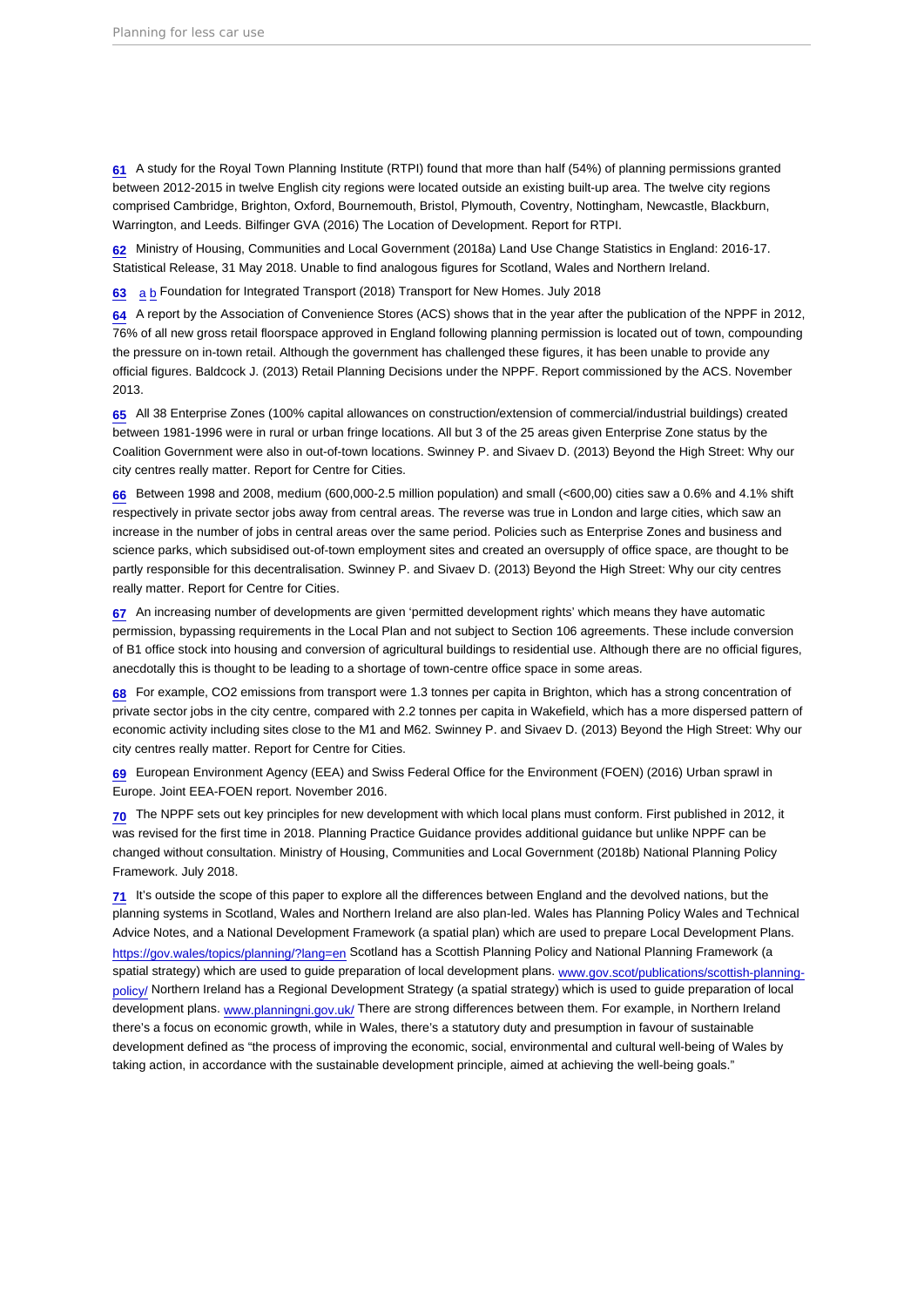61 A study for the Royal Town Planning Institute (RTPI) found that more than half (54%) of planning permissions granted between 2012-2015 in twelve English city regions were located outside an existing built-up area. The twelve city regions comprised Cambridge, Brighton, Oxford, Bournemouth, Bristol, Plymouth, Coventry, Nottingham, Newcastle, Blackburn, Warrington, and Leeds. Bilfinger GVA (2016) The Location of Development. Report for RTPI.

62 Ministry of Housing, Communities and Local Government (2018a) Land Use Change Statistics in England: 2016-17. Statistical Release, 31 May 2018. Unable to find analogous figures for Scotland, Wales and Northern Ireland.

63 a b Foundation for Integrated Transport (2018) Transport for New Homes. July 2018

64 A report by the Association of Convenience Stores (ACS) shows that in the year after the publication of the NPPF in 2012, 76% of all new gross retail floorspace approved in England following planning permission is located out of town, compounding the pressure on in-town retail. Although the government has challenged these figures, it has been unable to provide any official figures. Baldcock J. (2013) Retail Planning Decisions under the NPPF. Report commissioned by the ACS. November 2013.

65 All 38 Enterprise Zones (100% capital allowances on construction/extension of commercial/industrial buildings) created between 1981-1996 were in rural or urban fringe locations. All but 3 of the 25 areas given Enterprise Zone status by the Coalition Government were also in out-of-town locations. Swinney P. and Sivaev D. (2013) Beyond the High Street: Why our city centres really matter. Report for Centre for Cities.

66 Between 1998 and 2008, medium (600,000-2.5 million population) and small (<600,00) cities saw a 0.6% and 4.1% shift respectively in private sector jobs away from central areas. The reverse was true in London and large cities, which saw an increase in the number of jobs in central areas over the same period. Policies such as Enterprise Zones and business and science parks, which subsidised out-of-town employment sites and created an oversupply of office space, are thought to be partly responsible for this decentralisation. Swinney P. and Sivaev D. (2013) Beyond the High Street: Why our city centres really matter. Report for Centre for Cities.

67 An increasing number of developments are given 'permitted development rights' which means they have automatic permission, bypassing requirements in the Local Plan and not subject to Section 106 agreements. These include conversion of B1 office stock into housing and conversion of agricultural buildings to residential use. Although there are no official figures, anecdotally this is thought to be leading to a shortage of town-centre office space in some areas.

68 For example, $CO_2$ emissions from transport were 1.3 tonnes per capita in Brighton, which has a strong concentration of private sector jobs in the city centre, compared with 2.2 tonnes per capita in Wakefield, which has a more dispersed pattern of economic activity including sites close to the M1 and M62. Swinney P. and Sivaev D. (2013) Beyond the High Street: Why our city centres really matter. Report for Centre for Cities.

69 European Environment Agency (EEA) and Swiss Federal Office for the Environment (FOEN) (2016) Urban sprawl in Europe. Joint EEA-FOEN report. November 2016.

70 The NPPF sets out key principles for new development with which local plans must conform. First published in 2012, it was revised for the first time in 2018. Planning Practice Guidance provides additional guidance but unlike NPPF can be changed without consultation. Ministry of Housing, Communities and Local Government (2018b) National Planning Policy Framework. July 2018.

71 It's outside the scope of this paper to explore all the differences between England and the devolved nations, but the planning systems in Scotland, Wales and Northern Ireland are also plan-led. Wales has Planning Policy Wales and Technical Advice Notes, and a National Development Framework (a spatial plan) which are used to prepare Local Development Plans. https://gov.wales/topics/planning/?lang=en Scotland has a Scottish Planning Policy and National Planning Framework (a spatial strategy) which are used to guide preparation of local development plans. www.gov.scot/publications/scottish-planning-policy/ Northern Ireland has a Regional Development Strategy (a spatial strategy) which is used to guide preparation of local development plans. www.planningni.gov.uk/ There are strong differences between them. For example, in Northern Ireland there's a focus on economic growth, while in Wales, there's a statutory duty and presumption in favour of sustainable development defined as "the process of improving the economic, social, environmental and cultural well-being of Wales by taking action, in accordance with the sustainable development principle, aimed at achieving the well-being goals."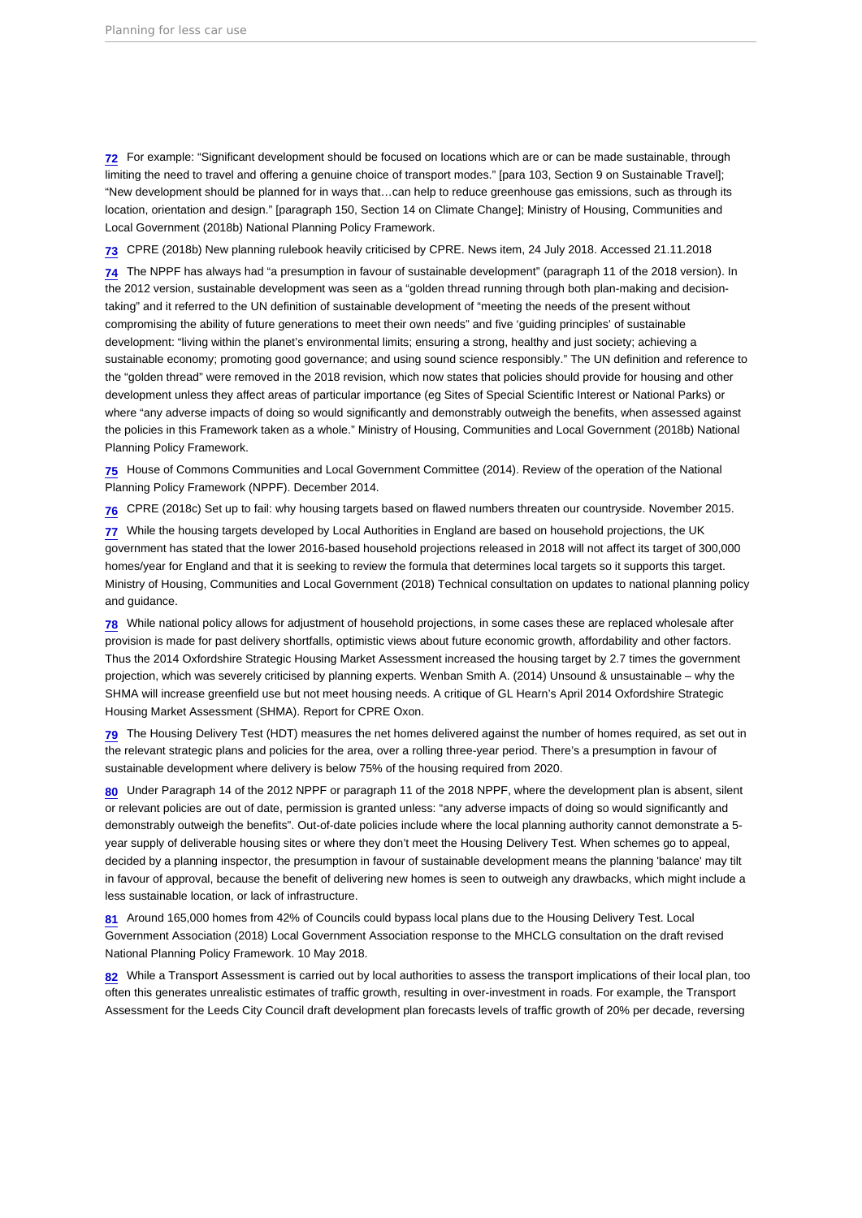72 For example: "Significant development should be focused on locations which are or can be made sustainable, through limiting the need to travel and offering a genuine choice of transport modes." [para 103, Section 9 on Sustainable Travel]; "New development should be planned for in ways that…can help to reduce greenhouse gas emissions, such as through its location, orientation and design." [paragraph 150, Section 14 on Climate Change]; Ministry of Housing, Communities and Local Government (2018b) National Planning Policy Framework.

73 CPRE (2018b) New planning rulebook heavily criticised by CPRE. News item, 24 July 2018. Accessed 21.11.2018

74 The NPPF has always had "a presumption in favour of sustainable development" (paragraph 11 of the 2018 version). In the 2012 version, sustainable development was seen as a "golden thread running through both plan-making and decision-taking" and it referred to the UN definition of sustainable development of "meeting the needs of the present without compromising the ability of future generations to meet their own needs" and five 'guiding principles' of sustainable development: "living within the planet's environmental limits; ensuring a strong, healthy and just society; achieving a sustainable economy; promoting good governance; and using sound science responsibly." The UN definition and reference to the "golden thread" were removed in the 2018 revision, which now states that policies should provide for housing and other development unless they affect areas of particular importance (eg Sites of Special Scientific Interest or National Parks) or where "any adverse impacts of doing so would significantly and demonstrably outweigh the benefits, when assessed against the policies in this Framework taken as a whole." Ministry of Housing, Communities and Local Government (2018b) National Planning Policy Framework.

75 House of Commons Communities and Local Government Committee (2014). Review of the operation of the National Planning Policy Framework (NPPF). December 2014.

76 CPRE (2018c) Set up to fail: why housing targets based on flawed numbers threaten our countryside. November 2015.

77 While the housing targets developed by Local Authorities in England are based on household projections, the UK government has stated that the lower 2016-based household projections released in 2018 will not affect its target of 300,000 homes/year for England and that it is seeking to review the formula that determines local targets so it supports this target. Ministry of Housing, Communities and Local Government (2018) Technical consultation on updates to national planning policy and guidance.

78 While national policy allows for adjustment of household projections, in some cases these are replaced wholesale after provision is made for past delivery shortfalls, optimistic views about future economic growth, affordability and other factors. Thus the 2014 Oxfordshire Strategic Housing Market Assessment increased the housing target by 2.7 times the government projection, which was severely criticised by planning experts. Wenban Smith A. (2014) Unsound & unsustainable – why the SHMA will increase greenfield use but not meet housing needs. A critique of GL Hearn's April 2014 Oxfordshire Strategic Housing Market Assessment (SHMA). Report for CPRE Oxon.

79 The Housing Delivery Test (HDT) measures the net homes delivered against the number of homes required, as set out in the relevant strategic plans and policies for the area, over a rolling three-year period. There's a presumption in favour of sustainable development where delivery is below 75% of the housing required from 2020.

80 Under Paragraph 14 of the 2012 NPPF or paragraph 11 of the 2018 NPPF, where the development plan is absent, silent or relevant policies are out of date, permission is granted unless: "any adverse impacts of doing so would significantly and demonstrably outweigh the benefits". Out-of-date policies include where the local planning authority cannot demonstrate a 5-year supply of deliverable housing sites or where they don't meet the Housing Delivery Test. When schemes go to appeal, decided by a planning inspector, the presumption in favour of sustainable development means the planning 'balance' may tilt in favour of approval, because the benefit of delivering new homes is seen to outweigh any drawbacks, which might include a less sustainable location, or lack of infrastructure.

81 Around 165,000 homes from 42% of Councils could bypass local plans due to the Housing Delivery Test. Local Government Association (2018) Local Government Association response to the MHCLG consultation on the draft revised National Planning Policy Framework. 10 May 2018.

82 While a Transport Assessment is carried out by local authorities to assess the transport implications of their local plan, too often this generates unrealistic estimates of traffic growth, resulting in over-investment in roads. For example, the Transport Assessment for the Leeds City Council draft development plan forecasts levels of traffic growth of 20% per decade, reversing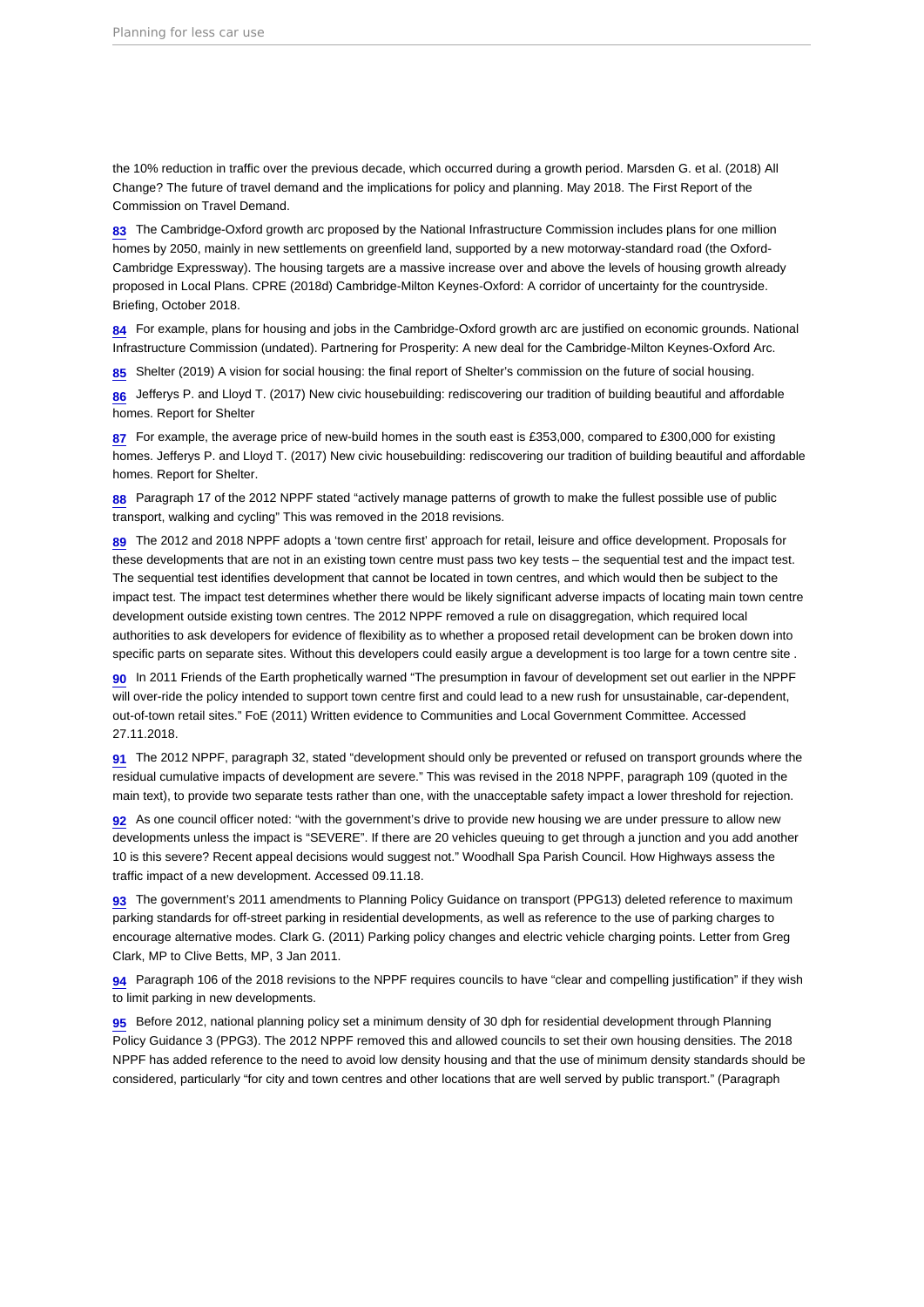the 10% reduction in traffic over the previous decade, which occurred during a growth period. Marsden G. et al. (2018) All Change? The future of travel demand and the implications for policy and planning. May 2018. The First Report of the Commission on Travel Demand.

83 The Cambridge-Oxford growth arc proposed by the National Infrastructure Commission includes plans for one million homes by 2050, mainly in new settlements on greenfield land, supported by a new motorway-standard road (the Oxford-Cambridge Expressway). The housing targets are a massive increase over and above the levels of housing growth already proposed in Local Plans. CPRE (2018d) Cambridge-Milton Keynes-Oxford: A corridor of uncertainty for the countryside. Briefing, October 2018.

84 For example, plans for housing and jobs in the Cambridge-Oxford growth arc are justified on economic grounds. National Infrastructure Commission (undated). Partnering for Prosperity: A new deal for the Cambridge-Milton Keynes-Oxford Arc.

85 Shelter (2019) A vision for social housing: the final report of Shelter's commission on the future of social housing.

86 Jefferys P. and Lloyd T. (2017) New civic housebuilding: rediscovering our tradition of building beautiful and affordable homes. Report for Shelter

87 For example, the average price of new-build homes in the south east is £353,000, compared to £300,000 for existing homes. Jefferys P. and Lloyd T. (2017) New civic housebuilding: rediscovering our tradition of building beautiful and affordable homes. Report for Shelter.

88 Paragraph 17 of the 2012 NPPF stated "actively manage patterns of growth to make the fullest possible use of public transport, walking and cycling" This was removed in the 2018 revisions.

89 The 2012 and 2018 NPPF adopts a 'town centre first' approach for retail, leisure and office development. Proposals for these developments that are not in an existing town centre must pass two key tests – the sequential test and the impact test. The sequential test identifies development that cannot be located in town centres, and which would then be subject to the impact test. The impact test determines whether there would be likely significant adverse impacts of locating main town centre development outside existing town centres. The 2012 NPPF removed a rule on disaggregation, which required local authorities to ask developers for evidence of flexibility as to whether a proposed retail development can be broken down into specific parts on separate sites. Without this developers could easily argue a development is too large for a town centre site .

90 In 2011 Friends of the Earth prophetically warned "The presumption in favour of development set out earlier in the NPPF will over-ride the policy intended to support town centre first and could lead to a new rush for unsustainable, car-dependent, out-of-town retail sites." FoE (2011) Written evidence to Communities and Local Government Committee. Accessed 27.11.2018.

91 The 2012 NPPF, paragraph 32, stated "development should only be prevented or refused on transport grounds where the residual cumulative impacts of development are severe." This was revised in the 2018 NPPF, paragraph 109 (quoted in the main text), to provide two separate tests rather than one, with the unacceptable safety impact a lower threshold for rejection.

92 As one council officer noted: "with the government's drive to provide new housing we are under pressure to allow new developments unless the impact is "SEVERE". If there are 20 vehicles queuing to get through a junction and you add another 10 is this severe? Recent appeal decisions would suggest not." Woodhall Spa Parish Council. How Highways assess the traffic impact of a new development. Accessed 09.11.18.

93 The government's 2011 amendments to Planning Policy Guidance on transport (PPG13) deleted reference to maximum parking standards for off-street parking in residential developments, as well as reference to the use of parking charges to encourage alternative modes. Clark G. (2011) Parking policy changes and electric vehicle charging points. Letter from Greg Clark, MP to Clive Betts, MP, 3 Jan 2011.

94 Paragraph 106 of the 2018 revisions to the NPPF requires councils to have "clear and compelling justification" if they wish to limit parking in new developments.

95 Before 2012, national planning policy set a minimum density of 30 dph for residential development through Planning Policy Guidance 3 (PPG3). The 2012 NPPF removed this and allowed councils to set their own housing densities. The 2018 NPPF has added reference to the need to avoid low density housing and that the use of minimum density standards should be considered, particularly "for city and town centres and other locations that are well served by public transport." (Paragraph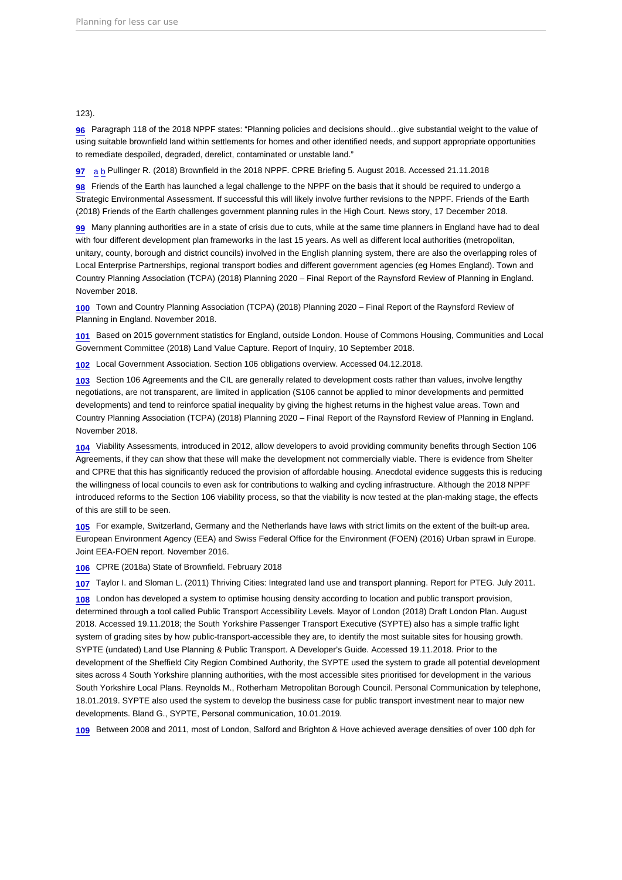123).

96 Paragraph 118 of the 2018 NPPF states: "Planning policies and decisions should…give substantial weight to the value of using suitable brownfield land within settlements for homes and other identified needs, and support appropriate opportunities to remediate despoiled, degraded, derelict, contaminated or unstable land."

97 a b Pullinger R. (2018) Brownfield in the 2018 NPPF. CPRE Briefing 5. August 2018. Accessed 21.11.2018

98 Friends of the Earth has launched a legal challenge to the NPPF on the basis that it should be required to undergo a Strategic Environmental Assessment. If successful this will likely involve further revisions to the NPPF. Friends of the Earth (2018) Friends of the Earth challenges government planning rules in the High Court. News story, 17 December 2018.

99 Many planning authorities are in a state of crisis due to cuts, while at the same time planners in England have had to deal with four different development plan frameworks in the last 15 years. As well as different local authorities (metropolitan, unitary, county, borough and district councils) involved in the English planning system, there are also the overlapping roles of Local Enterprise Partnerships, regional transport bodies and different government agencies (eg Homes England). Town and Country Planning Association (TCPA) (2018) Planning 2020 – Final Report of the Raynsford Review of Planning in England. November 2018.

100 Town and Country Planning Association (TCPA) (2018) Planning 2020 – Final Report of the Raynsford Review of Planning in England. November 2018.

101 Based on 2015 government statistics for England, outside London. House of Commons Housing, Communities and Local Government Committee (2018) Land Value Capture. Report of Inquiry, 10 September 2018.

102 Local Government Association. Section 106 obligations overview. Accessed 04.12.2018.

103 Section 106 Agreements and the CIL are generally related to development costs rather than values, involve lengthy negotiations, are not transparent, are limited in application (S106 cannot be applied to minor developments and permitted developments) and tend to reinforce spatial inequality by giving the highest returns in the highest value areas. Town and Country Planning Association (TCPA) (2018) Planning 2020 – Final Report of the Raynsford Review of Planning in England. November 2018.

104 Viability Assessments, introduced in 2012, allow developers to avoid providing community benefits through Section 106 Agreements, if they can show that these will make the development not commercially viable. There is evidence from Shelter and CPRE that this has significantly reduced the provision of affordable housing. Anecdotal evidence suggests this is reducing the willingness of local councils to even ask for contributions to walking and cycling infrastructure. Although the 2018 NPPF introduced reforms to the Section 106 viability process, so that the viability is now tested at the plan-making stage, the effects of this are still to be seen.

105 For example, Switzerland, Germany and the Netherlands have laws with strict limits on the extent of the built-up area. European Environment Agency (EEA) and Swiss Federal Office for the Environment (FOEN) (2016) Urban sprawl in Europe. Joint EEA-FOEN report. November 2016.

106 CPRE (2018a) State of Brownfield. February 2018

107 Taylor I. and Sloman L. (2011) Thriving Cities: Integrated land use and transport planning. Report for PTEG. July 2011.

108 London has developed a system to optimise housing density according to location and public transport provision, determined through a tool called Public Transport Accessibility Levels. Mayor of London (2018) Draft London Plan. August 2018. Accessed 19.11.2018; the South Yorkshire Passenger Transport Executive (SYPTE) also has a simple traffic light system of grading sites by how public-transport-accessible they are, to identify the most suitable sites for housing growth. SYPTE (undated) Land Use Planning & Public Transport. A Developer's Guide. Accessed 19.11.2018. Prior to the development of the Sheffield City Region Combined Authority, the SYPTE used the system to grade all potential development sites across 4 South Yorkshire planning authorities, with the most accessible sites prioritised for development in the various South Yorkshire Local Plans. Reynolds M., Rotherham Metropolitan Borough Council. Personal Communication by telephone, 18.01.2019. SYPTE also used the system to develop the business case for public transport investment near to major new developments. Bland G., SYPTE, Personal communication, 10.01.2019.

109 Between 2008 and 2011, most of London, Salford and Brighton & Hove achieved average densities of over 100 dph for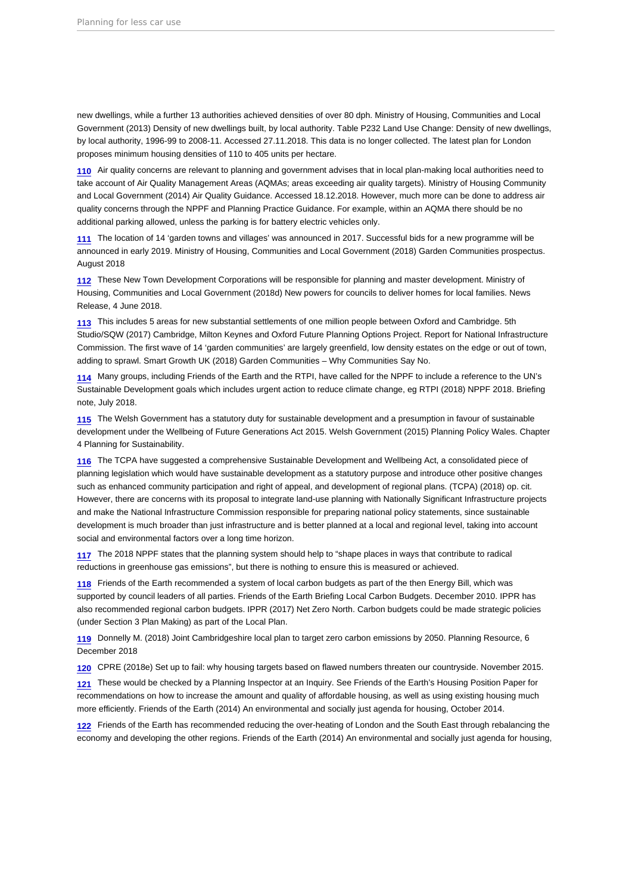new dwellings, while a further 13 authorities achieved densities of over 80 dph. Ministry of Housing, Communities and Local Government (2013) Density of new dwellings built, by local authority. Table P232 Land Use Change: Density of new dwellings, by local authority, 1996-99 to 2008-11. Accessed 27.11.2018. This data is no longer collected. The latest plan for London proposes minimum housing densities of 110 to 405 units per hectare.

110 Air quality concerns are relevant to planning and government advises that in local plan-making local authorities need to take account of Air Quality Management Areas (AQMAs; areas exceeding air quality targets). Ministry of Housing Community and Local Government (2014) Air Quality Guidance. Accessed 18.12.2018. However, much more can be done to address air quality concerns through the NPPF and Planning Practice Guidance. For example, within an AQMA there should be no additional parking allowed, unless the parking is for battery electric vehicles only.

111 The location of 14 'garden towns and villages' was announced in 2017. Successful bids for a new programme will be announced in early 2019. Ministry of Housing, Communities and Local Government (2018) Garden Communities prospectus. August 2018

112 These New Town Development Corporations will be responsible for planning and master development. Ministry of Housing, Communities and Local Government (2018d) New powers for councils to deliver homes for local families. News Release, 4 June 2018.

113 This includes 5 areas for new substantial settlements of one million people between Oxford and Cambridge. 5th Studio/SQW (2017) Cambridge, Milton Keynes and Oxford Future Planning Options Project. Report for National Infrastructure Commission. The first wave of 14 'garden communities' are largely greenfield, low density estates on the edge or out of town, adding to sprawl. Smart Growth UK (2018) Garden Communities – Why Communities Say No.

114 Many groups, including Friends of the Earth and the RTPI, have called for the NPPF to include a reference to the UN's Sustainable Development goals which includes urgent action to reduce climate change, eg RTPI (2018) NPPF 2018. Briefing note, July 2018.

115 The Welsh Government has a statutory duty for sustainable development and a presumption in favour of sustainable development under the Wellbeing of Future Generations Act 2015. Welsh Government (2015) Planning Policy Wales. Chapter 4 Planning for Sustainability.

116 The TCPA have suggested a comprehensive Sustainable Development and Wellbeing Act, a consolidated piece of planning legislation which would have sustainable development as a statutory purpose and introduce other positive changes such as enhanced community participation and right of appeal, and development of regional plans. (TCPA) (2018) op. cit. However, there are concerns with its proposal to integrate land-use planning with Nationally Significant Infrastructure projects and make the National Infrastructure Commission responsible for preparing national policy statements, since sustainable development is much broader than just infrastructure and is better planned at a local and regional level, taking into account social and environmental factors over a long time horizon.

117 The 2018 NPPF states that the planning system should help to "shape places in ways that contribute to radical reductions in greenhouse gas emissions", but there is nothing to ensure this is measured or achieved.

118 Friends of the Earth recommended a system of local carbon budgets as part of the then Energy Bill, which was supported by council leaders of all parties. Friends of the Earth Briefing Local Carbon Budgets. December 2010. IPPR has also recommended regional carbon budgets. IPPR (2017) Net Zero North. Carbon budgets could be made strategic policies (under Section 3 Plan Making) as part of the Local Plan.

119 Donnelly M. (2018) Joint Cambridgeshire local plan to target zero carbon emissions by 2050. Planning Resource, 6 December 2018

120 CPRE (2018e) Set up to fail: why housing targets based on flawed numbers threaten our countryside. November 2015.

121 These would be checked by a Planning Inspector at an Inquiry. See Friends of the Earth's Housing Position Paper for recommendations on how to increase the amount and quality of affordable housing, as well as using existing housing much more efficiently. Friends of the Earth (2014) An environmental and socially just agenda for housing, October 2014.

122 Friends of the Earth has recommended reducing the over-heating of London and the South East through rebalancing the economy and developing the other regions. Friends of the Earth (2014) An environmental and socially just agenda for housing,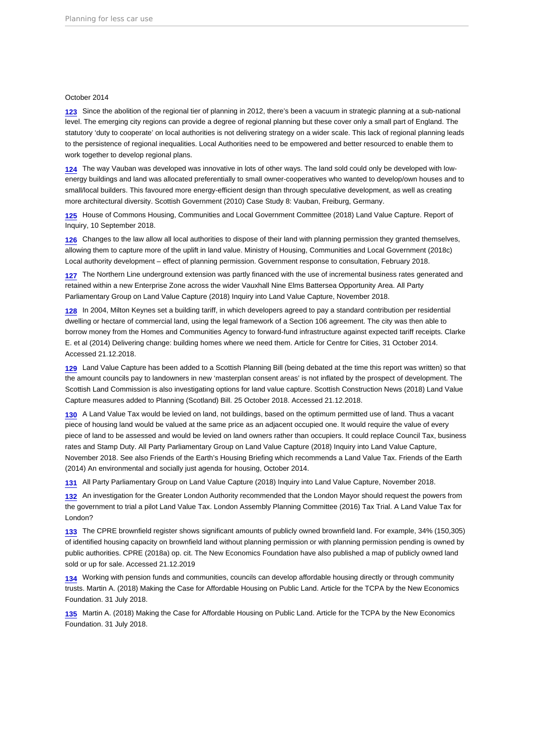October 2014

[123] Since the abolition of the regional tier of planning in 2012, there's been a vacuum in strategic planning at a sub-national level. The emerging city regions can provide a degree of regional planning but these cover only a small part of England. The statutory 'duty to cooperate' on local authorities is not delivering strategy on a wider scale. This lack of regional planning leads to the persistence of regional inequalities. Local Authorities need to be empowered and better resourced to enable them to work together to develop regional plans.

[124] The way Vauban was developed was innovative in lots of other ways. The land sold could only be developed with low-energy buildings and land was allocated preferentially to small owner-cooperatives who wanted to develop/own houses and to small/local builders. This favoured more energy-efficient design than through speculative development, as well as creating more architectural diversity. Scottish Government (2010) Case Study 8: Vauban, Freiburg, Germany.

[125] House of Commons Housing, Communities and Local Government Committee (2018) Land Value Capture. Report of Inquiry, 10 September 2018.

[126] Changes to the law allow all local authorities to dispose of their land with planning permission they granted themselves, allowing them to capture more of the uplift in land value. Ministry of Housing, Communities and Local Government (2018c) Local authority development – effect of planning permission. Government response to consultation, February 2018.

[127] The Northern Line underground extension was partly financed with the use of incremental business rates generated and retained within a new Enterprise Zone across the wider Vauxhall Nine Elms Battersea Opportunity Area. All Party Parliamentary Group on Land Value Capture (2018) Inquiry into Land Value Capture, November 2018.

[128] In 2004, Milton Keynes set a building tariff, in which developers agreed to pay a standard contribution per residential dwelling or hectare of commercial land, using the legal framework of a Section 106 agreement. The city was then able to borrow money from the Homes and Communities Agency to forward-fund infrastructure against expected tariff receipts. Clarke E. et al (2014) Delivering change: building homes where we need them. Article for Centre for Cities, 31 October 2014. Accessed 21.12.2018.

[129] Land Value Capture has been added to a Scottish Planning Bill (being debated at the time this report was written) so that the amount councils pay to landowners in new 'masterplan consent areas' is not inflated by the prospect of development. The Scottish Land Commission is also investigating options for land value capture. Scottish Construction News (2018) Land Value Capture measures added to Planning (Scotland) Bill. 25 October 2018. Accessed 21.12.2018.

[130] A Land Value Tax would be levied on land, not buildings, based on the optimum permitted use of land. Thus a vacant piece of housing land would be valued at the same price as an adjacent occupied one. It would require the value of every piece of land to be assessed and would be levied on land owners rather than occupiers. It could replace Council Tax, business rates and Stamp Duty. All Party Parliamentary Group on Land Value Capture (2018) Inquiry into Land Value Capture, November 2018. See also Friends of the Earth's Housing Briefing which recommends a Land Value Tax. Friends of the Earth (2014) An environmental and socially just agenda for housing, October 2014.

[131] All Party Parliamentary Group on Land Value Capture (2018) Inquiry into Land Value Capture, November 2018.

[132] An investigation for the Greater London Authority recommended that the London Mayor should request the powers from the government to trial a pilot Land Value Tax. London Assembly Planning Committee (2016) Tax Trial. A Land Value Tax for London?

[133] The CPRE brownfield register shows significant amounts of publicly owned brownfield land. For example, 34% (150,305) of identified housing capacity on brownfield land without planning permission or with planning permission pending is owned by public authorities. CPRE (2018a) op. cit. The New Economics Foundation have also published a map of publicly owned land sold or up for sale. Accessed 21.12.2019

[134] Working with pension funds and communities, councils can develop affordable housing directly or through community trusts. Martin A. (2018) Making the Case for Affordable Housing on Public Land. Article for the TCPA by the New Economics Foundation. 31 July 2018.

[135] Martin A. (2018) Making the Case for Affordable Housing on Public Land. Article for the TCPA by the New Economics Foundation. 31 July 2018.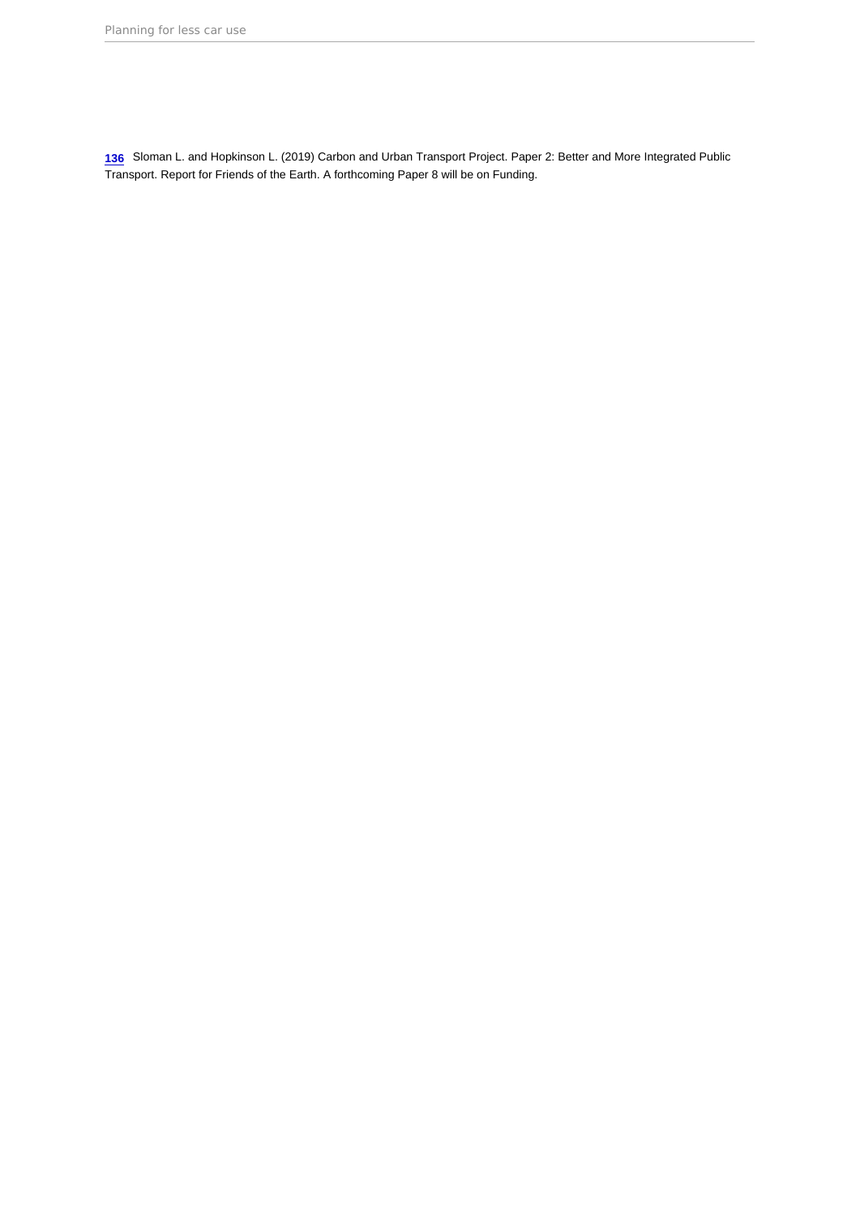136 Sloman L. and Hopkinson L. (2019) Carbon and Urban Transport Project. Paper 2: Better and More Integrated Public Transport. Report for Friends of the Earth. A forthcoming Paper 8 will be on Funding.